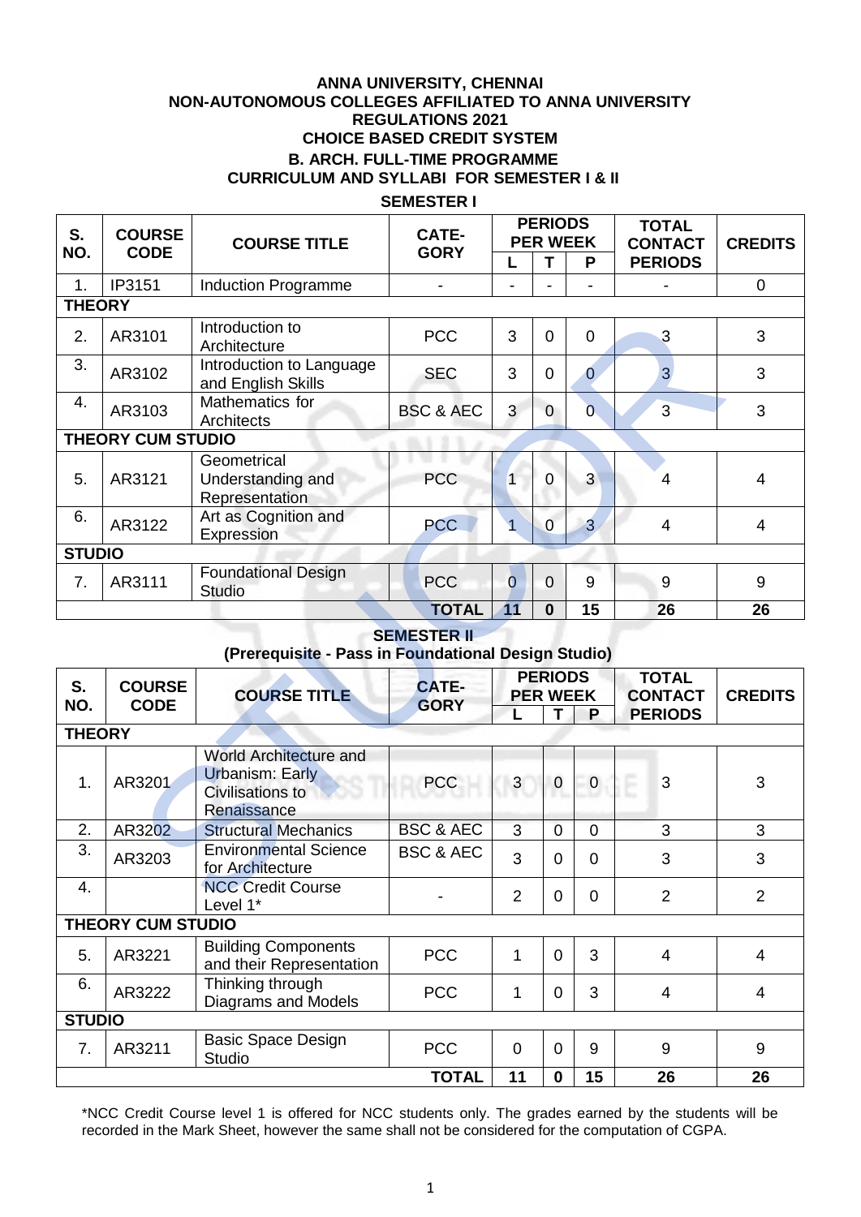**ANNA UNIVERSITY, CHENNAI**
**NON-AUTONOMOUS COLLEGES AFFILIATED TO ANNA UNIVERSITY**
**REGULATIONS 2021**
**CHOICE BASED CREDIT SYSTEM**
**B. ARCH. FULL-TIME PROGRAMME**
**CURRICULUM AND SYLLABI FOR SEMESTER I & II**

## SEMESTER I

| S. NO. | COURSE CODE | COURSE TITLE | CATE-GORY | PERIODS PER WEEK | | | TOTAL CONTACT PERIODS | CREDITS |
|---|---|---|---|---|---|---|---|---|
| | | | | L | T | P | | |
| 1. | IP3151 | Induction Programme | - | - | - | - | - | 0 |
| **THEORY** | | | | | | | | |
| 2. | AR3101 | Introduction to Architecture | PCC | 3 | 0 | 0 | 3 | 3 |
| 3. | AR3102 | Introduction to Language and English Skills | SEC | 3 | 0 | 0 | 3 | 3 |
| 4. | AR3103 | Mathematics for Architects | BSC & AEC | 3 | 0 | 0 | 3 | 3 |
| **THEORY CUM STUDIO** | | | | | | | | |
| 5. | AR3121 | Geometrical Understanding and Representation | PCC | 1 | 0 | 3 | 4 | 4 |
| 6. | AR3122 | Art as Cognition and Expression | PCC | 1 | 0 | 3 | 4 | 4 |
| **STUDIO** | | | | | | | | |
| 7. | AR3111 | Foundational Design Studio | PCC | 0 | 0 | 9 | 9 | 9 |
| | | | **TOTAL** | **11** | **0** | **15** | **26** | **26** |

## SEMESTER II

**(Prerequisite - Pass in Foundational Design Studio)**

| S. NO. | COURSE CODE | COURSE TITLE | CATE-GORY | PERIODS PER WEEK | | | TOTAL CONTACT PERIODS | CREDITS |
|---|---|---|---|---|---|---|---|---|
| | | | | L | T | P | | |
| **THEORY** | | | | | | | | |
| 1. | AR3201 | World Architecture and Urbanism: Early Civilisations to Renaissance | PCC | 3 | 0 | 0 | 3 | 3 |
| 2. | AR3202 | Structural Mechanics | BSC & AEC | 3 | 0 | 0 | 3 | 3 |
| 3. | AR3203 | Environmental Science for Architecture | BSC & AEC | 3 | 0 | 0 | 3 | 3 |
| 4. | | NCC Credit Course Level 1* | - | 2 | 0 | 0 | 2 | 2 |
| **THEORY CUM STUDIO** | | | | | | | | |
| 5. | AR3221 | Building Components and their Representation | PCC | 1 | 0 | 3 | 4 | 4 |
| 6. | AR3222 | Thinking through Diagrams and Models | PCC | 1 | 0 | 3 | 4 | 4 |
| **STUDIO** | | | | | | | | |
| 7. | AR3211 | Basic Space Design Studio | PCC | 0 | 0 | 9 | 9 | 9 |
| | | | **TOTAL** | **11** | **0** | **15** | **26** | **26** |

*NCC Credit Course level 1 is offered for NCC students only. The grades earned by the students will be recorded in the Mark Sheet, however the same shall not be considered for the computation of CGPA.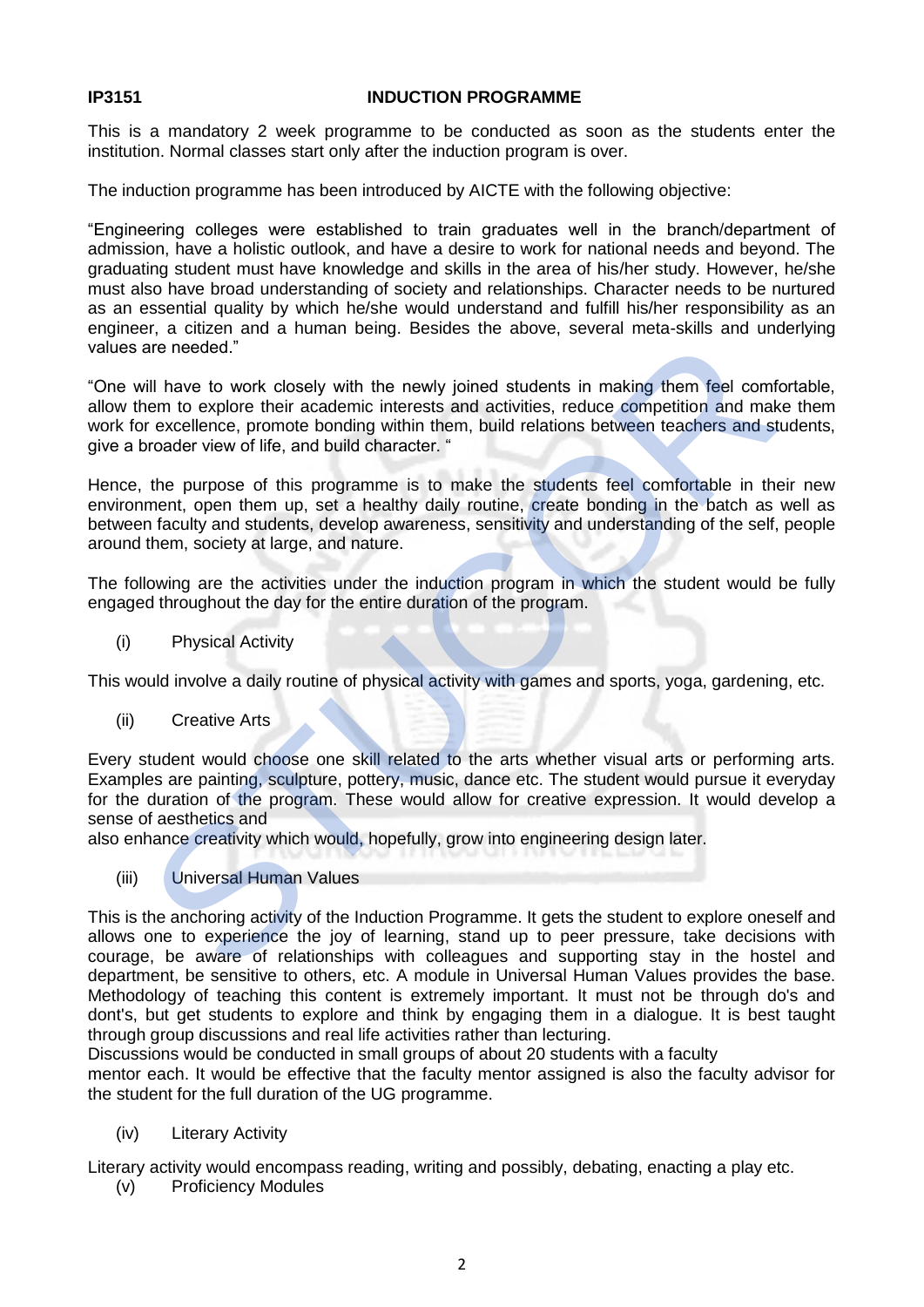**IP3151 INDUCTION PROGRAMME**

This is a mandatory 2 week programme to be conducted as soon as the students enter the institution. Normal classes start only after the induction program is over.

The induction programme has been introduced by AICTE with the following objective:

"Engineering colleges were established to train graduates well in the branch/department of admission, have a holistic outlook, and have a desire to work for national needs and beyond. The graduating student must have knowledge and skills in the area of his/her study. However, he/she must also have broad understanding of society and relationships. Character needs to be nurtured as an essential quality by which he/she would understand and fulfill his/her responsibility as an engineer, a citizen and a human being. Besides the above, several meta-skills and underlying values are needed."

"One will have to work closely with the newly joined students in making them feel comfortable, allow them to explore their academic interests and activities, reduce competition and make them work for excellence, promote bonding within them, build relations between teachers and students, give a broader view of life, and build character. "

Hence, the purpose of this programme is to make the students feel comfortable in their new environment, open them up, set a healthy daily routine, create bonding in the batch as well as between faculty and students, develop awareness, sensitivity and understanding of the self, people around them, society at large, and nature.

The following are the activities under the induction program in which the student would be fully engaged throughout the day for the entire duration of the program.

(i) Physical Activity

This would involve a daily routine of physical activity with games and sports, yoga, gardening, etc.

(ii) Creative Arts

Every student would choose one skill related to the arts whether visual arts or performing arts. Examples are painting, sculpture, pottery, music, dance etc. The student would pursue it everyday for the duration of the program. These would allow for creative expression. It would develop a sense of aesthetics and
also enhance creativity which would, hopefully, grow into engineering design later.

(iii) Universal Human Values

This is the anchoring activity of the Induction Programme. It gets the student to explore oneself and allows one to experience the joy of learning, stand up to peer pressure, take decisions with courage, be aware of relationships with colleagues and supporting stay in the hostel and department, be sensitive to others, etc. A module in Universal Human Values provides the base. Methodology of teaching this content is extremely important. It must not be through do's and dont's, but get students to explore and think by engaging them in a dialogue. It is best taught through group discussions and real life activities rather than lecturing.
Discussions would be conducted in small groups of about 20 students with a faculty
mentor each. It would be effective that the faculty mentor assigned is also the faculty advisor for the student for the full duration of the UG programme.

(iv) Literary Activity

Literary activity would encompass reading, writing and possibly, debating, enacting a play etc.

(v) Proficiency Modules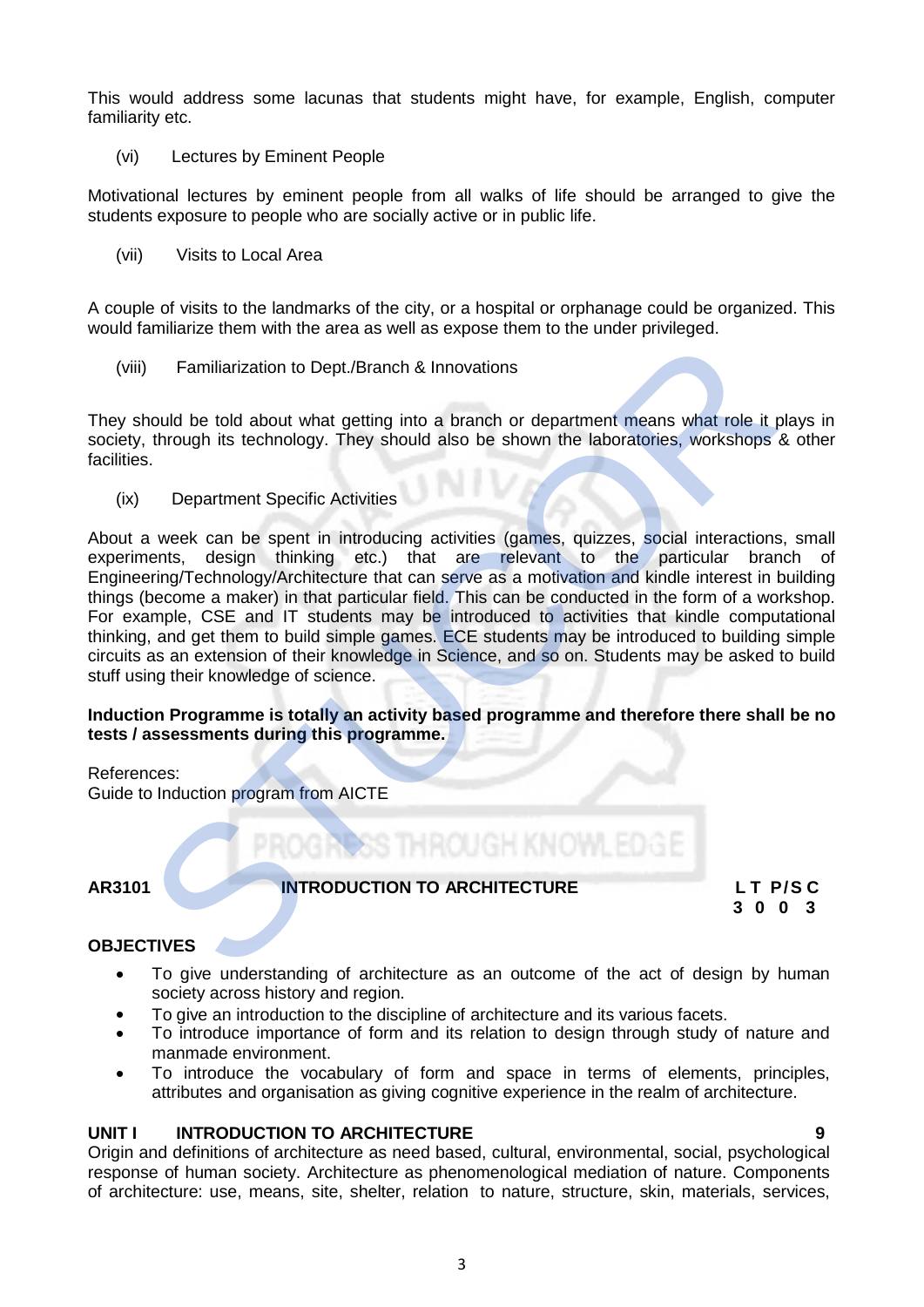This would address some lacunas that students might have, for example, English, computer familiarity etc.

(vi) Lectures by Eminent People

Motivational lectures by eminent people from all walks of life should be arranged to give the students exposure to people who are socially active or in public life.

(vii) Visits to Local Area

A couple of visits to the landmarks of the city, or a hospital or orphanage could be organized. This would familiarize them with the area as well as expose them to the under privileged.

(viii) Familiarization to Dept./Branch & Innovations

They should be told about what getting into a branch or department means what role it plays in society, through its technology. They should also be shown the laboratories, workshops & other facilities.

(ix) Department Specific Activities

About a week can be spent in introducing activities (games, quizzes, social interactions, small experiments, design thinking etc.) that are relevant to the particular branch of Engineering/Technology/Architecture that can serve as a motivation and kindle interest in building things (become a maker) in that particular field. This can be conducted in the form of a workshop. For example, CSE and IT students may be introduced to activities that kindle computational thinking, and get them to build simple games. ECE students may be introduced to building simple circuits as an extension of their knowledge in Science, and so on. Students may be asked to build stuff using their knowledge of science.

**Induction Programme is totally an activity based programme and therefore there shall be no tests / assessments during this programme.**

References:
Guide to Induction program from AICTE

**AR3101 INTRODUCTION TO ARCHITECTURE**

| L | T | P/S | C |
|---|---|---|---|
| 3 | 0 | 0 | 3 |

**OBJECTIVES**

- To give understanding of architecture as an outcome of the act of design by human society across history and region.
- To give an introduction to the discipline of architecture and its various facets.
- To introduce importance of form and its relation to design through study of nature and manmade environment.
- To introduce the vocabulary of form and space in terms of elements, principles, attributes and organisation as giving cognitive experience in the realm of architecture.

**UNIT I INTRODUCTION TO ARCHITECTURE 9**

Origin and definitions of architecture as need based, cultural, environmental, social, psychological response of human society. Architecture as phenomenological mediation of nature. Components of architecture: use, means, site, shelter, relation to nature, structure, skin, materials, services,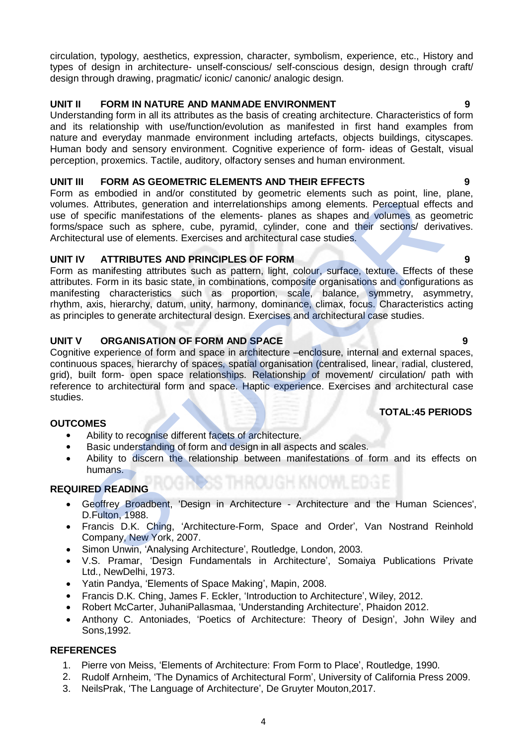circulation, typology, aesthetics, expression, character, symbolism, experience, etc., History and types of design in architecture- unself-conscious/ self-conscious design, design through craft/ design through drawing, pragmatic/ iconic/ canonic/ analogic design.

**UNIT II FORM IN NATURE AND MANMADE ENVIRONMENT 9**

Understanding form in all its attributes as the basis of creating architecture. Characteristics of form and its relationship with use/function/evolution as manifested in first hand examples from nature and everyday manmade environment including artefacts, objects buildings, cityscapes. Human body and sensory environment. Cognitive experience of form- ideas of Gestalt, visual perception, proxemics. Tactile, auditory, olfactory senses and human environment.

**UNIT III FORM AS GEOMETRIC ELEMENTS AND THEIR EFFECTS 9**

Form as embodied in and/or constituted by geometric elements such as point, line, plane, volumes. Attributes, generation and interrelationships among elements. Perceptual effects and use of specific manifestations of the elements- planes as shapes and volumes as geometric forms/space such as sphere, cube, pyramid, cylinder, cone and their sections/ derivatives. Architectural use of elements. Exercises and architectural case studies.

**UNIT IV ATTRIBUTES AND PRINCIPLES OF FORM 9**

Form as manifesting attributes such as pattern, light, colour, surface, texture. Effects of these attributes. Form in its basic state, in combinations, composite organisations and configurations as manifesting characteristics such as proportion, scale, balance, symmetry, asymmetry, rhythm, axis, hierarchy, datum, unity, harmony, dominance, climax, focus. Characteristics acting as principles to generate architectural design. Exercises and architectural case studies.

**UNIT V ORGANISATION OF FORM AND SPACE 9**

Cognitive experience of form and space in architecture –enclosure, internal and external spaces, continuous spaces, hierarchy of spaces, spatial organisation (centralised, linear, radial, clustered, grid), built form- open space relationships. Relationship of movement/ circulation/ path with reference to architectural form and space. Haptic experience. Exercises and architectural case studies.

**TOTAL:45 PERIODS**

**OUTCOMES**

- Ability to recognise different facets of architecture.
- Basic understanding of form and design in all aspects and scales.
- Ability to discern the relationship between manifestations of form and its effects on humans.

**REQUIRED READING**

- Geoffrey Broadbent, 'Design in Architecture - Architecture and the Human Sciences', D.Fulton, 1988.
- Francis D.K. Ching, 'Architecture-Form, Space and Order', Van Nostrand Reinhold Company, New York, 2007.
- Simon Unwin, 'Analysing Architecture', Routledge, London, 2003.
- V.S. Pramar, 'Design Fundamentals in Architecture', Somaiya Publications Private Ltd., NewDelhi, 1973.
- Yatin Pandya, 'Elements of Space Making', Mapin, 2008.
- Francis D.K. Ching, James F. Eckler, 'Introduction to Architecture', Wiley, 2012.
- Robert McCarter, JuhaniPallasmaa, 'Understanding Architecture', Phaidon 2012.
- Anthony C. Antoniades, 'Poetics of Architecture: Theory of Design', John Wiley and Sons,1992.

**REFERENCES**

1. Pierre von Meiss, 'Elements of Architecture: From Form to Place', Routledge, 1990.
2. Rudolf Arnheim, 'The Dynamics of Architectural Form', University of California Press 2009.
3. NeilsPrak, 'The Language of Architecture', De Gruyter Mouton,2017.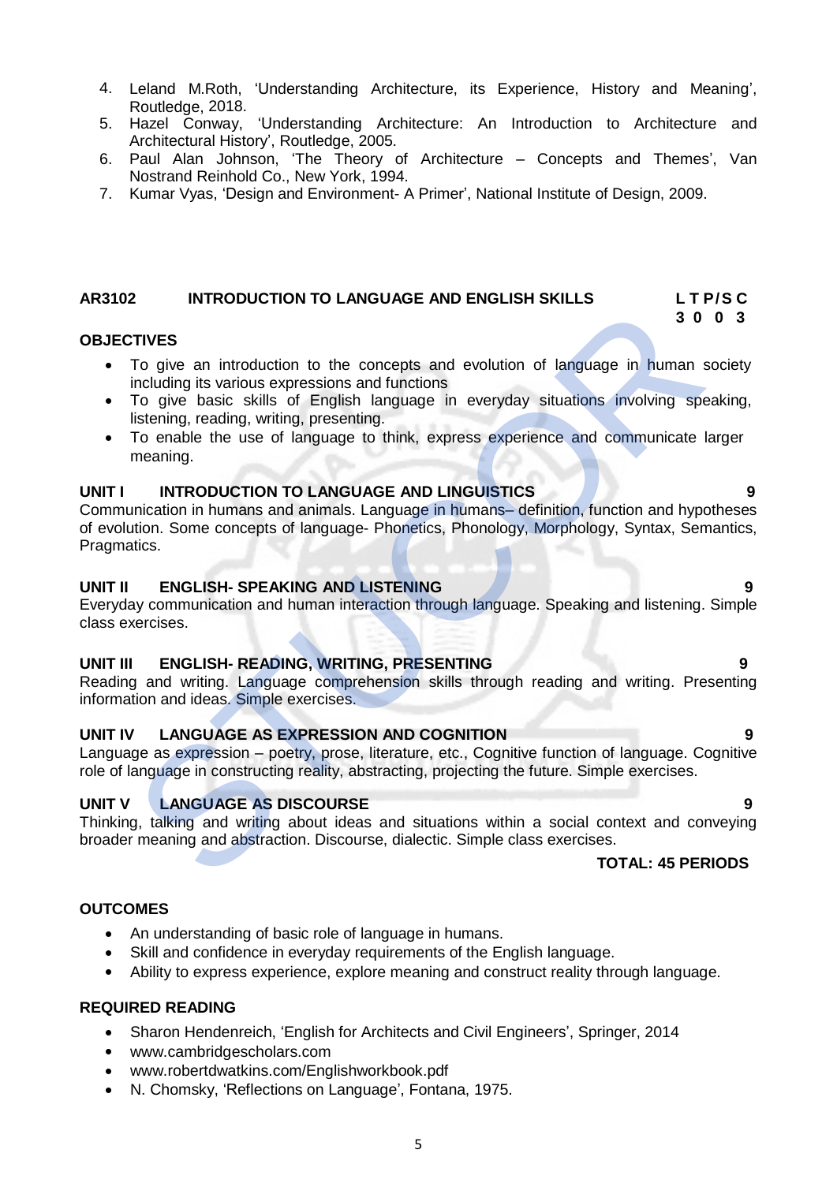4. Leland M.Roth, 'Understanding Architecture, its Experience, History and Meaning', Routledge, 2018.
5. Hazel Conway, 'Understanding Architecture: An Introduction to Architecture and Architectural History', Routledge, 2005.
6. Paul Alan Johnson, 'The Theory of Architecture – Concepts and Themes', Van Nostrand Reinhold Co., New York, 1994.
7. Kumar Vyas, 'Design and Environment- A Primer', National Institute of Design, 2009.

## AR3102 INTRODUCTION TO LANGUAGE AND ENGLISH SKILLS

| L | T | P/S | C |
|---|---|---|---|
| 3 | 0 | 0 | 3 |

**OBJECTIVES**

- To give an introduction to the concepts and evolution of language in human society including its various expressions and functions
- To give basic skills of English language in everyday situations involving speaking, listening, reading, writing, presenting.
- To enable the use of language to think, express experience and communicate larger meaning.

**UNIT I INTRODUCTION TO LANGUAGE AND LINGUISTICS 9**

Communication in humans and animals. Language in humans– definition, function and hypotheses of evolution. Some concepts of language- Phonetics, Phonology, Morphology, Syntax, Semantics, Pragmatics.

**UNIT II ENGLISH- SPEAKING AND LISTENING 9**

Everyday communication and human interaction through language. Speaking and listening. Simple class exercises.

**UNIT III ENGLISH- READING, WRITING, PRESENTING 9**

Reading and writing. Language comprehension skills through reading and writing. Presenting information and ideas. Simple exercises.

**UNIT IV LANGUAGE AS EXPRESSION AND COGNITION 9**

Language as expression – poetry, prose, literature, etc., Cognitive function of language. Cognitive role of language in constructing reality, abstracting, projecting the future. Simple exercises.

**UNIT V LANGUAGE AS DISCOURSE 9**

Thinking, talking and writing about ideas and situations within a social context and conveying broader meaning and abstraction. Discourse, dialectic. Simple class exercises.

**TOTAL: 45 PERIODS**

**OUTCOMES**

- An understanding of basic role of language in humans.
- Skill and confidence in everyday requirements of the English language.
- Ability to express experience, explore meaning and construct reality through language.

**REQUIRED READING**

- Sharon Hendenreich, 'English for Architects and Civil Engineers', Springer, 2014
- www.cambridgescholars.com
- www.robertdwatkins.com/Englishworkbook.pdf
- N. Chomsky, 'Reflections on Language', Fontana, 1975.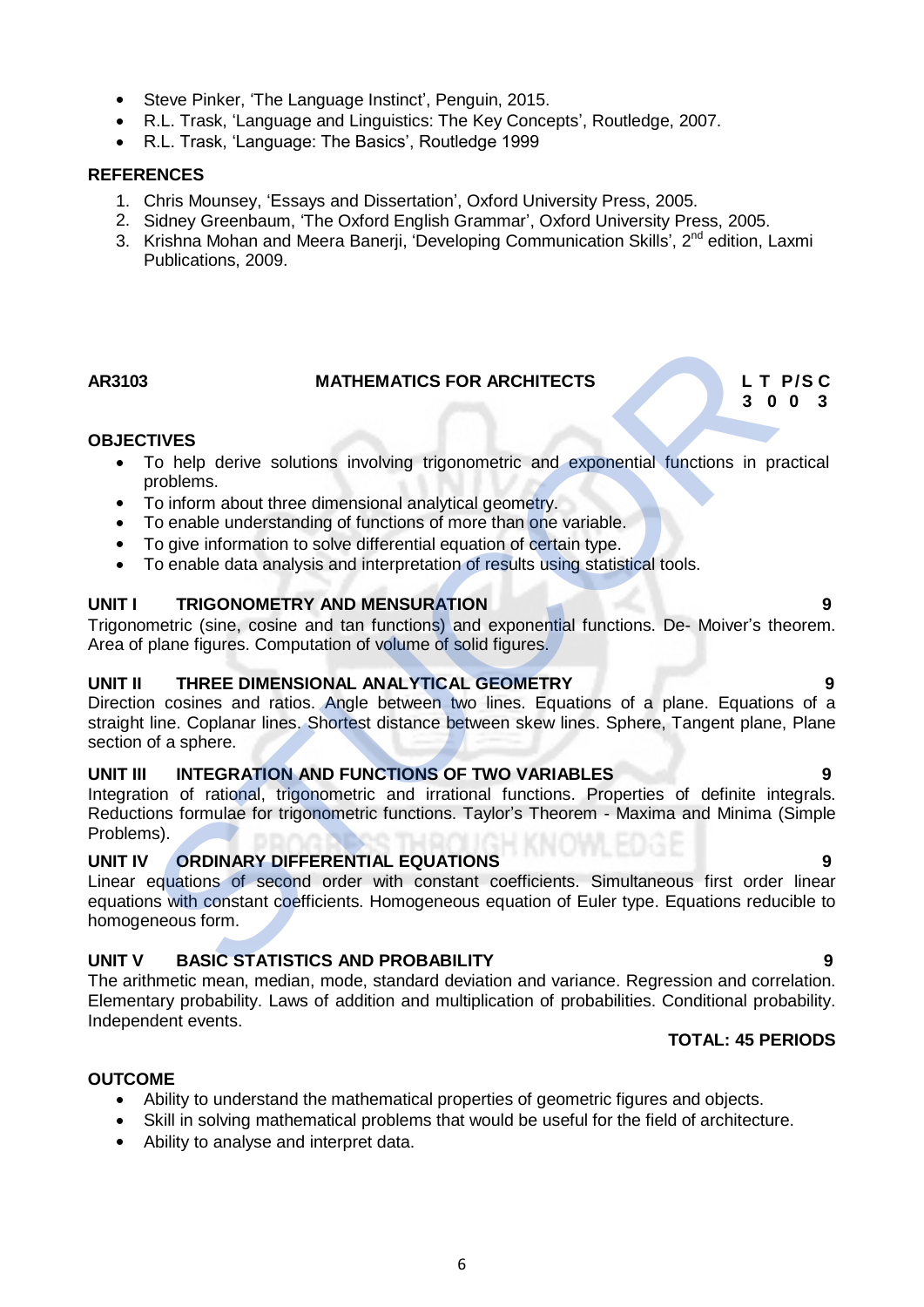- Steve Pinker, 'The Language Instinct', Penguin, 2015.
- R.L. Trask, 'Language and Linguistics: The Key Concepts', Routledge, 2007.
- R.L. Trask, 'Language: The Basics', Routledge 1999

**REFERENCES**

1. Chris Mounsey, 'Essays and Dissertation', Oxford University Press, 2005.
2. Sidney Greenbaum, 'The Oxford English Grammar', Oxford University Press, 2005.
3. Krishna Mohan and Meera Banerji, 'Developing Communication Skills', 2nd edition, Laxmi Publications, 2009.

| **AR3103** | **MATHEMATICS FOR ARCHITECTS** | **L** | **T** | **P/S** | **C** |
|---|---|---|---|---|---|
| | | **3** | **0** | **0** | **3** |

**OBJECTIVES**

- To help derive solutions involving trigonometric and exponential functions in practical problems.
- To inform about three dimensional analytical geometry.
- To enable understanding of functions of more than one variable.
- To give information to solve differential equation of certain type.
- To enable data analysis and interpretation of results using statistical tools.

**UNIT I TRIGONOMETRY AND MENSURATION 9**

Trigonometric (sine, cosine and tan functions) and exponential functions. De- Moiver's theorem. Area of plane figures. Computation of volume of solid figures.

**UNIT II THREE DIMENSIONAL ANALYTICAL GEOMETRY 9**

Direction cosines and ratios. Angle between two lines. Equations of a plane. Equations of a straight line. Coplanar lines. Shortest distance between skew lines. Sphere, Tangent plane, Plane section of a sphere.

**UNIT III INTEGRATION AND FUNCTIONS OF TWO VARIABLES 9**

Integration of rational, trigonometric and irrational functions. Properties of definite integrals. Reductions formulae for trigonometric functions. Taylor's Theorem - Maxima and Minima (Simple Problems).

**UNIT IV ORDINARY DIFFERENTIAL EQUATIONS 9**

Linear equations of second order with constant coefficients. Simultaneous first order linear equations with constant coefficients. Homogeneous equation of Euler type. Equations reducible to homogeneous form.

**UNIT V BASIC STATISTICS AND PROBABILITY 9**

The arithmetic mean, median, mode, standard deviation and variance. Regression and correlation. Elementary probability. Laws of addition and multiplication of probabilities. Conditional probability. Independent events.

**TOTAL: 45 PERIODS**

**OUTCOME**

- Ability to understand the mathematical properties of geometric figures and objects.
- Skill in solving mathematical problems that would be useful for the field of architecture.
- Ability to analyse and interpret data.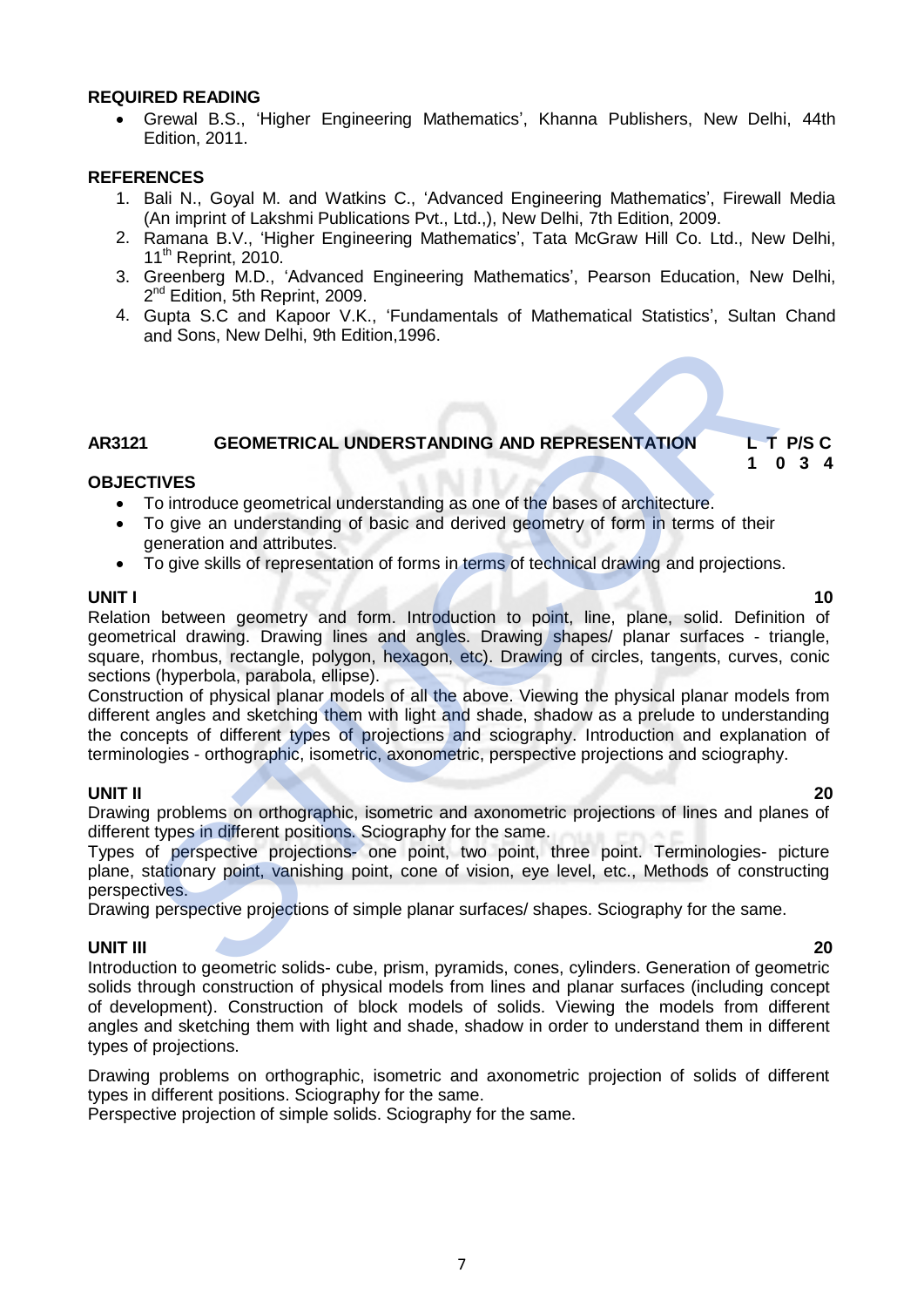## REQUIRED READING

- Grewal B.S., 'Higher Engineering Mathematics', Khanna Publishers, New Delhi, 44th Edition, 2011.

## REFERENCES

1. Bali N., Goyal M. and Watkins C., 'Advanced Engineering Mathematics', Firewall Media (An imprint of Lakshmi Publications Pvt., Ltd.,), New Delhi, 7th Edition, 2009.
2. Ramana B.V., 'Higher Engineering Mathematics', Tata McGraw Hill Co. Ltd., New Delhi, 11th Reprint, 2010.
3. Greenberg M.D., 'Advanced Engineering Mathematics', Pearson Education, New Delhi, 2nd Edition, 5th Reprint, 2009.
4. Gupta S.C and Kapoor V.K., 'Fundamentals of Mathematical Statistics', Sultan Chand and Sons, New Delhi, 9th Edition,1996.

## AR3121 GEOMETRICAL UNDERSTANDING AND REPRESENTATION

| L | T | P/S | C |
|---|---|---|---|
| 1 | 0 | 3 | 4 |

### OBJECTIVES

- To introduce geometrical understanding as one of the bases of architecture.
- To give an understanding of basic and derived geometry of form in terms of their generation and attributes.
- To give skills of representation of forms in terms of technical drawing and projections.

### UNIT I — 10

Relation between geometry and form. Introduction to point, line, plane, solid. Definition of geometrical drawing. Drawing lines and angles. Drawing shapes/ planar surfaces - triangle, square, rhombus, rectangle, polygon, hexagon, etc). Drawing of circles, tangents, curves, conic sections (hyperbola, parabola, ellipse).

Construction of physical planar models of all the above. Viewing the physical planar models from different angles and sketching them with light and shade, shadow as a prelude to understanding the concepts of different types of projections and sciography. Introduction and explanation of terminologies - orthographic, isometric, axonometric, perspective projections and sciography.

### UNIT II — 20

Drawing problems on orthographic, isometric and axonometric projections of lines and planes of different types in different positions. Sciography for the same.

Types of perspective projections- one point, two point, three point. Terminologies- picture plane, stationary point, vanishing point, cone of vision, eye level, etc., Methods of constructing perspectives.

Drawing perspective projections of simple planar surfaces/ shapes. Sciography for the same.

### UNIT III — 20

Introduction to geometric solids- cube, prism, pyramids, cones, cylinders. Generation of geometric solids through construction of physical models from lines and planar surfaces (including concept of development). Construction of block models of solids. Viewing the models from different angles and sketching them with light and shade, shadow in order to understand them in different types of projections.

Drawing problems on orthographic, isometric and axonometric projection of solids of different types in different positions. Sciography for the same.

Perspective projection of simple solids. Sciography for the same.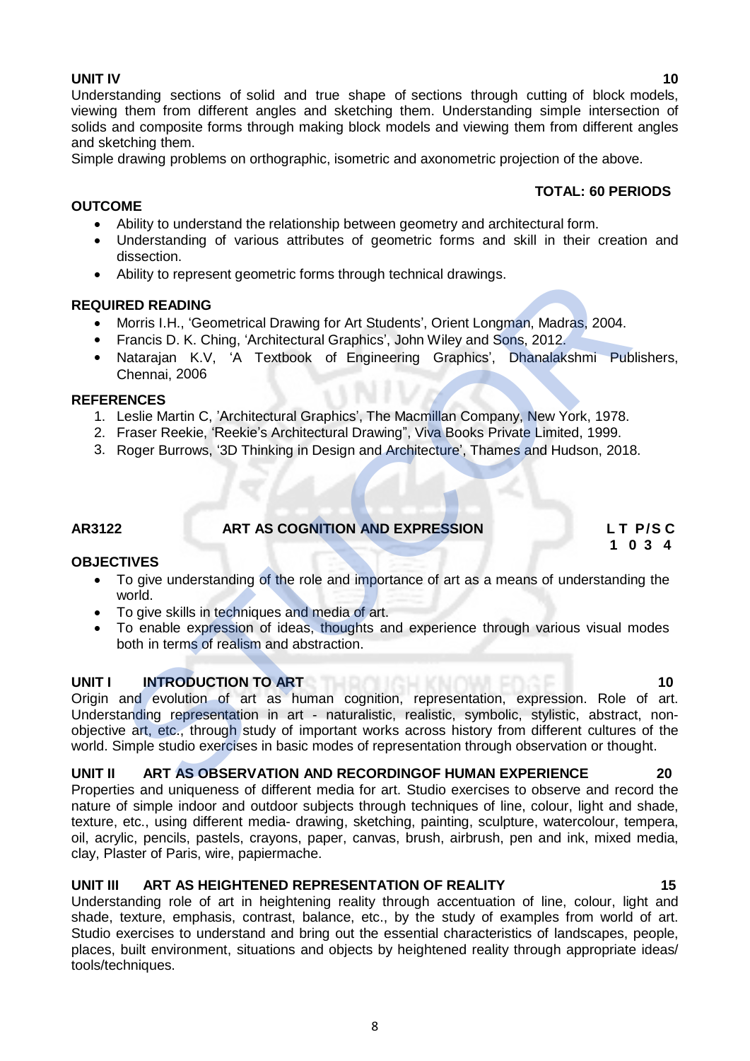**UNIT IV** **10**

Understanding sections of solid and true shape of sections through cutting of block models, viewing them from different angles and sketching them. Understanding simple intersection of solids and composite forms through making block models and viewing them from different angles and sketching them.

Simple drawing problems on orthographic, isometric and axonometric projection of the above.

**TOTAL: 60 PERIODS**

**OUTCOME**

- Ability to understand the relationship between geometry and architectural form.
- Understanding of various attributes of geometric forms and skill in their creation and dissection.
- Ability to represent geometric forms through technical drawings.

**REQUIRED READING**

- Morris I.H., 'Geometrical Drawing for Art Students', Orient Longman, Madras, 2004.
- Francis D. K. Ching, 'Architectural Graphics', John Wiley and Sons, 2012.
- Natarajan K.V, 'A Textbook of Engineering Graphics', Dhanalakshmi Publishers, Chennai, 2006

**REFERENCES**

1. Leslie Martin C, 'Architectural Graphics', The Macmillan Company, New York, 1978.
2. Fraser Reekie, 'Reekie's Architectural Drawing", Viva Books Private Limited, 1999.
3. Roger Burrows, '3D Thinking in Design and Architecture', Thames and Hudson, 2018.

**AR3122 ART AS COGNITION AND EXPRESSION**

| L | T | P/S | C |
|---|---|---|---|
| 1 | 0 | 3 | 4 |

**OBJECTIVES**

- To give understanding of the role and importance of art as a means of understanding the world.
- To give skills in techniques and media of art.
- To enable expression of ideas, thoughts and experience through various visual modes both in terms of realism and abstraction.

**UNIT I INTRODUCTION TO ART** **10**

Origin and evolution of art as human cognition, representation, expression. Role of art. Understanding representation in art - naturalistic, realistic, symbolic, stylistic, abstract, non-objective art, etc., through study of important works across history from different cultures of the world. Simple studio exercises in basic modes of representation through observation or thought.

**UNIT II ART AS OBSERVATION AND RECORDINGOF HUMAN EXPERIENCE** **20**

Properties and uniqueness of different media for art. Studio exercises to observe and record the nature of simple indoor and outdoor subjects through techniques of line, colour, light and shade, texture, etc., using different media- drawing, sketching, painting, sculpture, watercolour, tempera, oil, acrylic, pencils, pastels, crayons, paper, canvas, brush, airbrush, pen and ink, mixed media, clay, Plaster of Paris, wire, papiermache.

**UNIT III ART AS HEIGHTENED REPRESENTATION OF REALITY** **15**

Understanding role of art in heightening reality through accentuation of line, colour, light and shade, texture, emphasis, contrast, balance, etc., by the study of examples from world of art. Studio exercises to understand and bring out the essential characteristics of landscapes, people, places, built environment, situations and objects by heightened reality through appropriate ideas/ tools/techniques.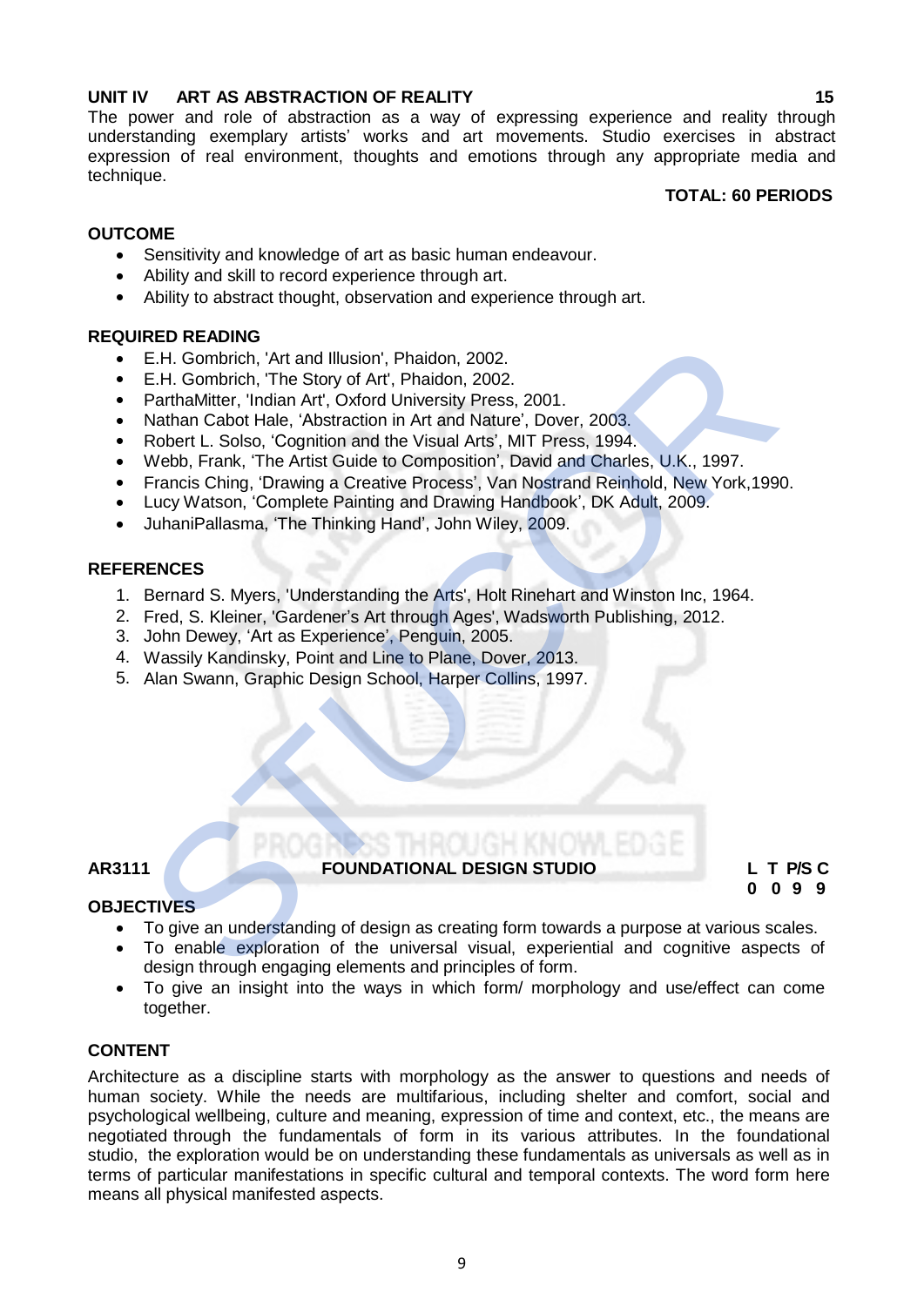**UNIT IV ART AS ABSTRACTION OF REALITY 15**

The power and role of abstraction as a way of expressing experience and reality through understanding exemplary artists' works and art movements. Studio exercises in abstract expression of real environment, thoughts and emotions through any appropriate media and technique.

**TOTAL: 60 PERIODS**

**OUTCOME**

- Sensitivity and knowledge of art as basic human endeavour.
- Ability and skill to record experience through art.
- Ability to abstract thought, observation and experience through art.

**REQUIRED READING**

- E.H. Gombrich, 'Art and Illusion', Phaidon, 2002.
- E.H. Gombrich, 'The Story of Art', Phaidon, 2002.
- ParthaMitter, 'Indian Art', Oxford University Press, 2001.
- Nathan Cabot Hale, 'Abstraction in Art and Nature', Dover, 2003.
- Robert L. Solso, 'Cognition and the Visual Arts', MIT Press, 1994.
- Webb, Frank, 'The Artist Guide to Composition', David and Charles, U.K., 1997.
- Francis Ching, 'Drawing a Creative Process', Van Nostrand Reinhold, New York,1990.
- Lucy Watson, 'Complete Painting and Drawing Handbook', DK Adult, 2009.
- JuhaniPallasma, 'The Thinking Hand', John Wiley, 2009.

**REFERENCES**

1. Bernard S. Myers, 'Understanding the Arts', Holt Rinehart and Winston Inc, 1964.
2. Fred, S. Kleiner, 'Gardener's Art through Ages', Wadsworth Publishing, 2012.
3. John Dewey, 'Art as Experience', Penguin, 2005.
4. Wassily Kandinsky, Point and Line to Plane, Dover, 2013.
5. Alan Swann, Graphic Design School, Harper Collins, 1997.

**AR3111 FOUNDATIONAL DESIGN STUDIO**

| L | T | P/S | C |
|---|---|---|---|
| 0 | 0 | 9 | 9 |

**OBJECTIVES**

- To give an understanding of design as creating form towards a purpose at various scales.
- To enable exploration of the universal visual, experiential and cognitive aspects of design through engaging elements and principles of form.
- To give an insight into the ways in which form/ morphology and use/effect can come together.

**CONTENT**

Architecture as a discipline starts with morphology as the answer to questions and needs of human society. While the needs are multifarious, including shelter and comfort, social and psychological wellbeing, culture and meaning, expression of time and context, etc., the means are negotiated through the fundamentals of form in its various attributes. In the foundational studio, the exploration would be on understanding these fundamentals as universals as well as in terms of particular manifestations in specific cultural and temporal contexts. The word form here means all physical manifested aspects.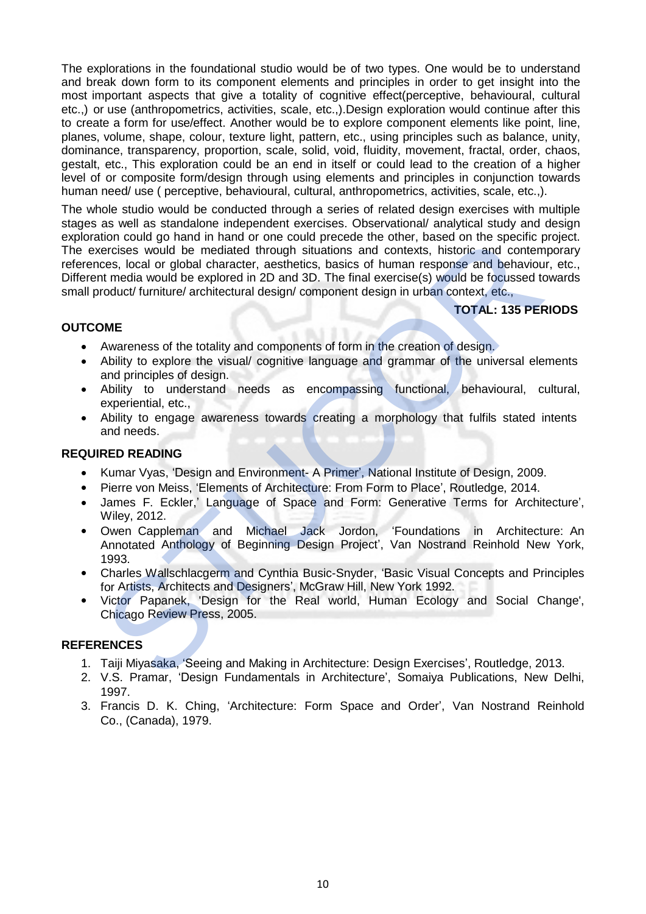The explorations in the foundational studio would be of two types. One would be to understand and break down form to its component elements and principles in order to get insight into the most important aspects that give a totality of cognitive effect(perceptive, behavioural, cultural etc.,) or use (anthropometrics, activities, scale, etc.,).Design exploration would continue after this to create a form for use/effect. Another would be to explore component elements like point, line, planes, volume, shape, colour, texture light, pattern, etc., using principles such as balance, unity, dominance, transparency, proportion, scale, solid, void, fluidity, movement, fractal, order, chaos, gestalt, etc., This exploration could be an end in itself or could lead to the creation of a higher level of or composite form/design through using elements and principles in conjunction towards human need/ use ( perceptive, behavioural, cultural, anthropometrics, activities, scale, etc.,).

The whole studio would be conducted through a series of related design exercises with multiple stages as well as standalone independent exercises. Observational/ analytical study and design exploration could go hand in hand or one could precede the other, based on the specific project. The exercises would be mediated through situations and contexts, historic and contemporary references, local or global character, aesthetics, basics of human response and behaviour, etc., Different media would be explored in 2D and 3D. The final exercise(s) would be focussed towards small product/ furniture/ architectural design/ component design in urban context, etc.,

**TOTAL: 135 PERIODS**

### OUTCOME

- Awareness of the totality and components of form in the creation of design.
- Ability to explore the visual/ cognitive language and grammar of the universal elements and principles of design.
- Ability to understand needs as encompassing functional, behavioural, cultural, experiential, etc.,
- Ability to engage awareness towards creating a morphology that fulfils stated intents and needs.

### REQUIRED READING

- Kumar Vyas, 'Design and Environment- A Primer', National Institute of Design, 2009.
- Pierre von Meiss, 'Elements of Architecture: From Form to Place', Routledge, 2014.
- James F. Eckler,' Language of Space and Form: Generative Terms for Architecture', Wiley, 2012.
- Owen Cappleman and Michael Jack Jordon, 'Foundations in Architecture: An Annotated Anthology of Beginning Design Project', Van Nostrand Reinhold New York, 1993.
- Charles Wallschlacgerm and Cynthia Busic-Snyder, 'Basic Visual Concepts and Principles for Artists, Architects and Designers', McGraw Hill, New York 1992.
- Victor Papanek, 'Design for the Real world, Human Ecology and Social Change', Chicago Review Press, 2005.

### REFERENCES

1. Taiji Miyasaka, 'Seeing and Making in Architecture: Design Exercises', Routledge, 2013.
2. V.S. Pramar, 'Design Fundamentals in Architecture', Somaiya Publications, New Delhi, 1997.
3. Francis D. K. Ching, 'Architecture: Form Space and Order', Van Nostrand Reinhold Co., (Canada), 1979.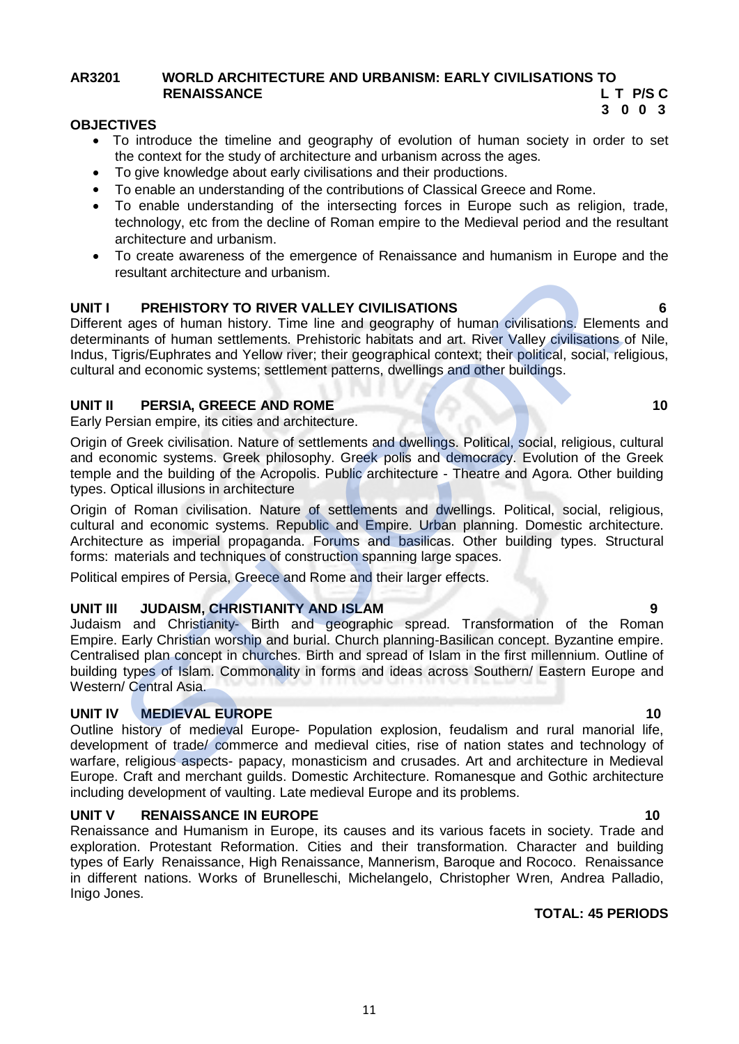## AR3201 WORLD ARCHITECTURE AND URBANISM: EARLY CIVILISATIONS TO RENAISSANCE

| L | T | P/S | C |
|---|---|---|---|
| 3 | 0 | 0 | 3 |

### OBJECTIVES

- To introduce the timeline and geography of evolution of human society in order to set the context for the study of architecture and urbanism across the ages.
- To give knowledge about early civilisations and their productions.
- To enable an understanding of the contributions of Classical Greece and Rome.
- To enable understanding of the intersecting forces in Europe such as religion, trade, technology, etc from the decline of Roman empire to the Medieval period and the resultant architecture and urbanism.
- To create awareness of the emergence of Renaissance and humanism in Europe and the resultant architecture and urbanism.

### UNIT I PREHISTORY TO RIVER VALLEY CIVILISATIONS — 6

Different ages of human history. Time line and geography of human civilisations. Elements and determinants of human settlements. Prehistoric habitats and art. River Valley civilisations of Nile, Indus, Tigris/Euphrates and Yellow river; their geographical context; their political, social, religious, cultural and economic systems; settlement patterns, dwellings and other buildings.

### UNIT II PERSIA, GREECE AND ROME — 10

Early Persian empire, its cities and architecture.

Origin of Greek civilisation. Nature of settlements and dwellings. Political, social, religious, cultural and economic systems. Greek philosophy. Greek polis and democracy. Evolution of the Greek temple and the building of the Acropolis. Public architecture - Theatre and Agora. Other building types. Optical illusions in architecture

Origin of Roman civilisation. Nature of settlements and dwellings. Political, social, religious, cultural and economic systems. Republic and Empire. Urban planning. Domestic architecture. Architecture as imperial propaganda. Forums and basilicas. Other building types. Structural forms: materials and techniques of construction spanning large spaces.

Political empires of Persia, Greece and Rome and their larger effects.

### UNIT III JUDAISM, CHRISTIANITY AND ISLAM — 9

Judaism and Christianity- Birth and geographic spread. Transformation of the Roman Empire. Early Christian worship and burial. Church planning-Basilican concept. Byzantine empire. Centralised plan concept in churches. Birth and spread of Islam in the first millennium. Outline of building types of Islam. Commonality in forms and ideas across Southern/ Eastern Europe and Western/ Central Asia.

### UNIT IV MEDIEVAL EUROPE — 10

Outline history of medieval Europe- Population explosion, feudalism and rural manorial life, development of trade/ commerce and medieval cities, rise of nation states and technology of warfare, religious aspects- papacy, monasticism and crusades. Art and architecture in Medieval Europe. Craft and merchant guilds. Domestic Architecture. Romanesque and Gothic architecture including development of vaulting. Late medieval Europe and its problems.

### UNIT V RENAISSANCE IN EUROPE — 10

Renaissance and Humanism in Europe, its causes and its various facets in society. Trade and exploration. Protestant Reformation. Cities and their transformation. Character and building types of Early Renaissance, High Renaissance, Mannerism, Baroque and Rococo. Renaissance in different nations. Works of Brunelleschi, Michelangelo, Christopher Wren, Andrea Palladio, Inigo Jones.

**TOTAL: 45 PERIODS**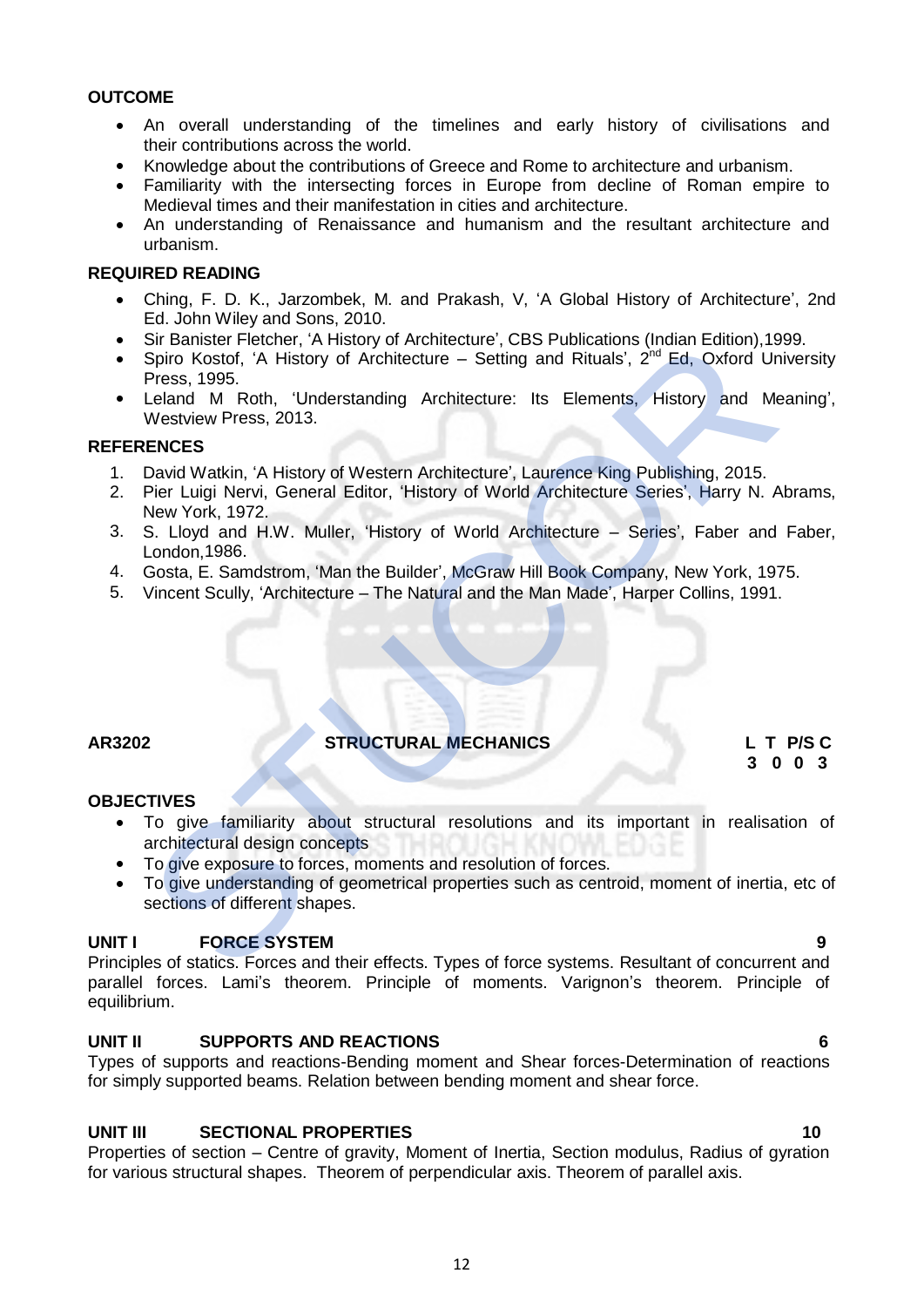**OUTCOME**

- An overall understanding of the timelines and early history of civilisations and their contributions across the world.
- Knowledge about the contributions of Greece and Rome to architecture and urbanism.
- Familiarity with the intersecting forces in Europe from decline of Roman empire to Medieval times and their manifestation in cities and architecture.
- An understanding of Renaissance and humanism and the resultant architecture and urbanism.

**REQUIRED READING**

- Ching, F. D. K., Jarzombek, M. and Prakash, V, 'A Global History of Architecture', 2nd Ed. John Wiley and Sons, 2010.
- Sir Banister Fletcher, 'A History of Architecture', CBS Publications (Indian Edition),1999.
- Spiro Kostof, 'A History of Architecture – Setting and Rituals', 2nd Ed, Oxford University Press, 1995.
- Leland M Roth, 'Understanding Architecture: Its Elements, History and Meaning', Westview Press, 2013.

**REFERENCES**

1. David Watkin, 'A History of Western Architecture', Laurence King Publishing, 2015.
2. Pier Luigi Nervi, General Editor, 'History of World Architecture Series', Harry N. Abrams, New York, 1972.
3. S. Lloyd and H.W. Muller, 'History of World Architecture – Series', Faber and Faber, London,1986.
4. Gosta, E. Samdstrom, 'Man the Builder', McGraw Hill Book Company, New York, 1975.
5. Vincent Scully, 'Architecture – The Natural and the Man Made', Harper Collins, 1991.

| AR3202 | STRUCTURAL MECHANICS | L | T | P/S | C |
|---|---|---|---|---|---|
| | | 3 | 0 | 0 | 3 |

**OBJECTIVES**

- To give familiarity about structural resolutions and its important in realisation of architectural design concepts
- To give exposure to forces, moments and resolution of forces.
- To give understanding of geometrical properties such as centroid, moment of inertia, etc of sections of different shapes.

**UNIT I FORCE SYSTEM** **9**

Principles of statics. Forces and their effects. Types of force systems. Resultant of concurrent and parallel forces. Lami's theorem. Principle of moments. Varignon's theorem. Principle of equilibrium.

**UNIT II SUPPORTS AND REACTIONS** **6**

Types of supports and reactions-Bending moment and Shear forces-Determination of reactions for simply supported beams. Relation between bending moment and shear force.

**UNIT III SECTIONAL PROPERTIES** **10**

Properties of section – Centre of gravity, Moment of Inertia, Section modulus, Radius of gyration for various structural shapes. Theorem of perpendicular axis. Theorem of parallel axis.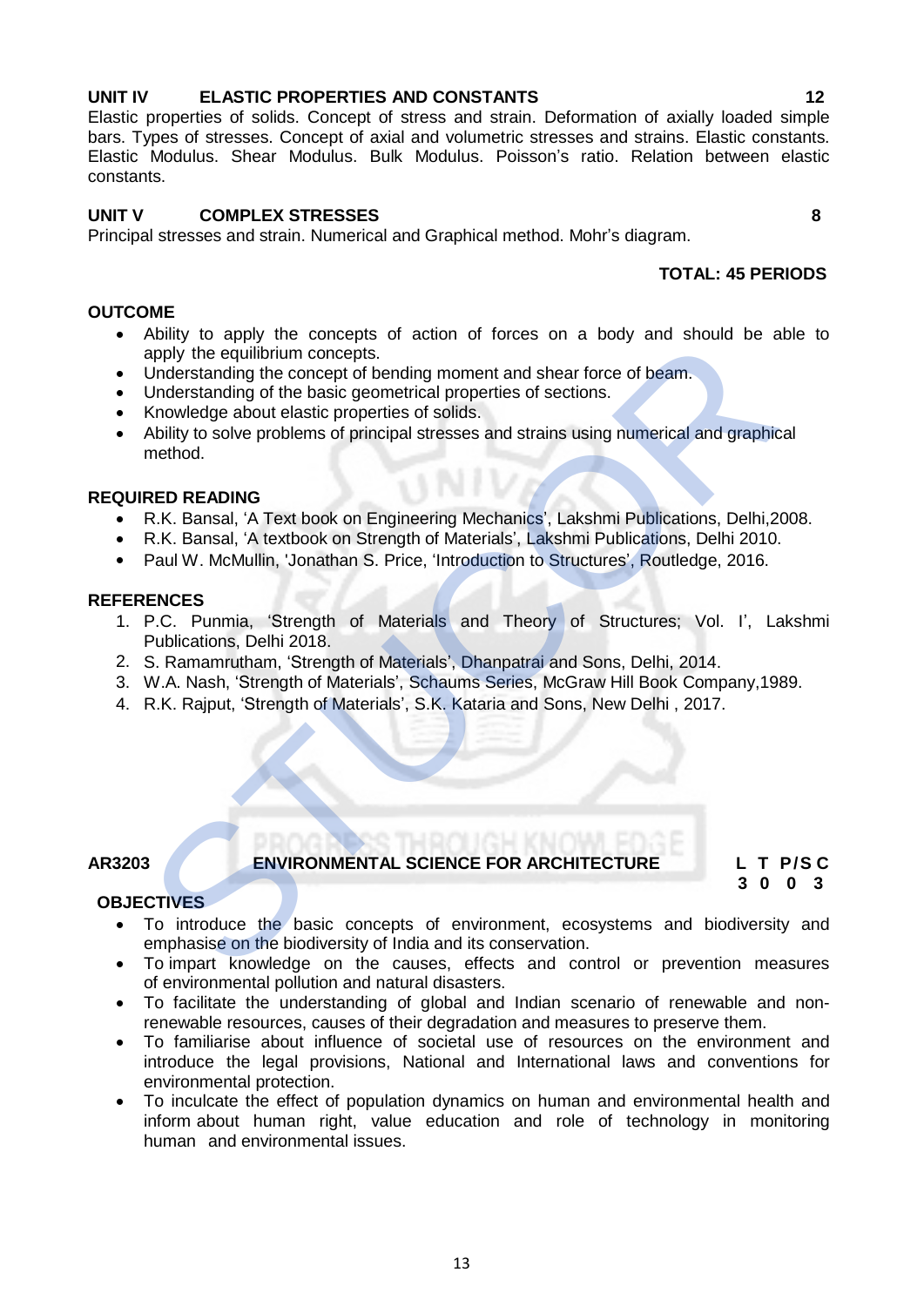**UNIT IV ELASTIC PROPERTIES AND CONSTANTS** **12**

Elastic properties of solids. Concept of stress and strain. Deformation of axially loaded simple bars. Types of stresses. Concept of axial and volumetric stresses and strains. Elastic constants. Elastic Modulus. Shear Modulus. Bulk Modulus. Poisson's ratio. Relation between elastic constants.

**UNIT V COMPLEX STRESSES** **8**

Principal stresses and strain. Numerical and Graphical method. Mohr's diagram.

**TOTAL: 45 PERIODS**

**OUTCOME**

- Ability to apply the concepts of action of forces on a body and should be able to apply the equilibrium concepts.
- Understanding the concept of bending moment and shear force of beam.
- Understanding of the basic geometrical properties of sections.
- Knowledge about elastic properties of solids.
- Ability to solve problems of principal stresses and strains using numerical and graphical method.

**REQUIRED READING**

- R.K. Bansal, 'A Text book on Engineering Mechanics', Lakshmi Publications, Delhi,2008.
- R.K. Bansal, 'A textbook on Strength of Materials', Lakshmi Publications, Delhi 2010.
- Paul W. McMullin, 'Jonathan S. Price, 'Introduction to Structures', Routledge, 2016.

**REFERENCES**

1. P.C. Punmia, 'Strength of Materials and Theory of Structures; Vol. I', Lakshmi Publications, Delhi 2018.
2. S. Ramamrutham, 'Strength of Materials', Dhanpatrai and Sons, Delhi, 2014.
3. W.A. Nash, 'Strength of Materials', Schaums Series, McGraw Hill Book Company,1989.
4. R.K. Rajput, 'Strength of Materials', S.K. Kataria and Sons, New Delhi , 2017.

**AR3203 ENVIRONMENTAL SCIENCE FOR ARCHITECTURE**

| L | T | P/S | C |
|---|---|---|---|
| 3 | 0 | 0 | 3 |

**OBJECTIVES**

- To introduce the basic concepts of environment, ecosystems and biodiversity and emphasise on the biodiversity of India and its conservation.
- To impart knowledge on the causes, effects and control or prevention measures of environmental pollution and natural disasters.
- To facilitate the understanding of global and Indian scenario of renewable and non-renewable resources, causes of their degradation and measures to preserve them.
- To familiarise about influence of societal use of resources on the environment and introduce the legal provisions, National and International laws and conventions for environmental protection.
- To inculcate the effect of population dynamics on human and environmental health and inform about human right, value education and role of technology in monitoring human and environmental issues.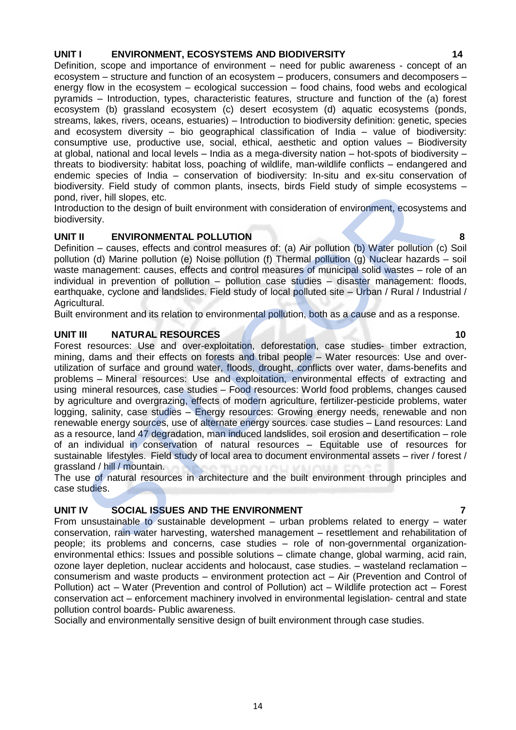## UNIT I ENVIRONMENT, ECOSYSTEMS AND BIODIVERSITY 14

Definition, scope and importance of environment – need for public awareness - concept of an ecosystem – structure and function of an ecosystem – producers, consumers and decomposers – energy flow in the ecosystem – ecological succession – food chains, food webs and ecological pyramids – Introduction, types, characteristic features, structure and function of the (a) forest ecosystem (b) grassland ecosystem (c) desert ecosystem (d) aquatic ecosystems (ponds, streams, lakes, rivers, oceans, estuaries) – Introduction to biodiversity definition: genetic, species and ecosystem diversity – bio geographical classification of India – value of biodiversity: consumptive use, productive use, social, ethical, aesthetic and option values – Biodiversity at global, national and local levels – India as a mega-diversity nation – hot-spots of biodiversity – threats to biodiversity: habitat loss, poaching of wildlife, man-wildlife conflicts – endangered and endemic species of India – conservation of biodiversity: In-situ and ex-situ conservation of biodiversity. Field study of common plants, insects, birds Field study of simple ecosystems – pond, river, hill slopes, etc.

Introduction to the design of built environment with consideration of environment, ecosystems and biodiversity.

## UNIT II ENVIRONMENTAL POLLUTION 8

Definition – causes, effects and control measures of: (a) Air pollution (b) Water pollution (c) Soil pollution (d) Marine pollution (e) Noise pollution (f) Thermal pollution (g) Nuclear hazards – soil waste management: causes, effects and control measures of municipal solid wastes – role of an individual in prevention of pollution – pollution case studies – disaster management: floods, earthquake, cyclone and landslides. Field study of local polluted site – Urban / Rural / Industrial / Agricultural.

Built environment and its relation to environmental pollution, both as a cause and as a response.

## UNIT III NATURAL RESOURCES 10

Forest resources: Use and over-exploitation, deforestation, case studies- timber extraction, mining, dams and their effects on forests and tribal people – Water resources: Use and over-utilization of surface and ground water, floods, drought, conflicts over water, dams-benefits and problems – Mineral resources: Use and exploitation, environmental effects of extracting and using mineral resources, case studies – Food resources: World food problems, changes caused by agriculture and overgrazing, effects of modern agriculture, fertilizer-pesticide problems, water logging, salinity, case studies – Energy resources: Growing energy needs, renewable and non renewable energy sources, use of alternate energy sources. case studies – Land resources: Land as a resource, land 47 degradation, man induced landslides, soil erosion and desertification – role of an individual in conservation of natural resources – Equitable use of resources for sustainable lifestyles. Field study of local area to document environmental assets – river / forest / grassland / hill / mountain.

The use of natural resources in architecture and the built environment through principles and case studies.

## UNIT IV SOCIAL ISSUES AND THE ENVIRONMENT 7

From unsustainable to sustainable development – urban problems related to energy – water conservation, rain water harvesting, watershed management – resettlement and rehabilitation of people; its problems and concerns, case studies – role of non-governmental organization-environmental ethics: Issues and possible solutions – climate change, global warming, acid rain, ozone layer depletion, nuclear accidents and holocaust, case studies. – wasteland reclamation – consumerism and waste products – environment protection act – Air (Prevention and Control of Pollution) act – Water (Prevention and control of Pollution) act – Wildlife protection act – Forest conservation act – enforcement machinery involved in environmental legislation- central and state pollution control boards- Public awareness.

Socially and environmentally sensitive design of built environment through case studies.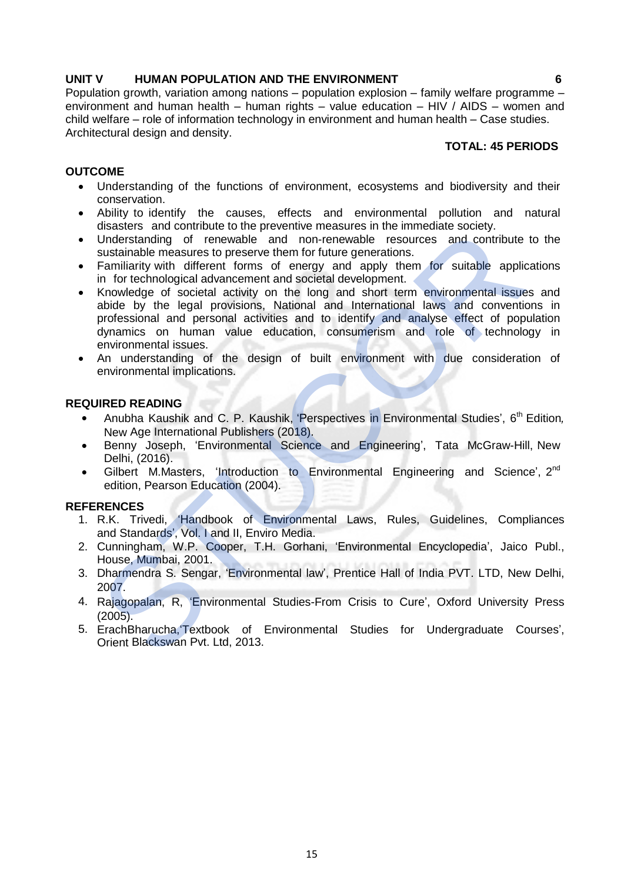**UNIT V HUMAN POPULATION AND THE ENVIRONMENT 6**

Population growth, variation among nations – population explosion – family welfare programme – environment and human health – human rights – value education – HIV / AIDS – women and child welfare – role of information technology in environment and human health – Case studies. Architectural design and density.

**TOTAL: 45 PERIODS**

**OUTCOME**

- Understanding of the functions of environment, ecosystems and biodiversity and their conservation.
- Ability to identify the causes, effects and environmental pollution and natural disasters and contribute to the preventive measures in the immediate society.
- Understanding of renewable and non-renewable resources and contribute to the sustainable measures to preserve them for future generations.
- Familiarity with different forms of energy and apply them for suitable applications in for technological advancement and societal development.
- Knowledge of societal activity on the long and short term environmental issues and abide by the legal provisions, National and International laws and conventions in professional and personal activities and to identify and analyse effect of population dynamics on human value education, consumerism and role of technology in environmental issues.
- An understanding of the design of built environment with due consideration of environmental implications.

**REQUIRED READING**

- Anubha Kaushik and C. P. Kaushik, 'Perspectives in Environmental Studies', 6th Edition, New Age International Publishers (2018).
- Benny Joseph, 'Environmental Science and Engineering', Tata McGraw-Hill, New Delhi, (2016).
- Gilbert M.Masters, 'Introduction to Environmental Engineering and Science', 2nd edition, Pearson Education (2004).

**REFERENCES**

1. R.K. Trivedi, 'Handbook of Environmental Laws, Rules, Guidelines, Compliances and Standards', Vol. I and II, Enviro Media.
2. Cunningham, W.P. Cooper, T.H. Gorhani, 'Environmental Encyclopedia', Jaico Publ., House, Mumbai, 2001.
3. Dharmendra S. Sengar, 'Environmental law', Prentice Hall of India PVT. LTD, New Delhi, 2007.
4. Rajagopalan, R, 'Environmental Studies-From Crisis to Cure', Oxford University Press (2005).
5. ErachBharucha,'Textbook of Environmental Studies for Undergraduate Courses', Orient Blackswan Pvt. Ltd, 2013.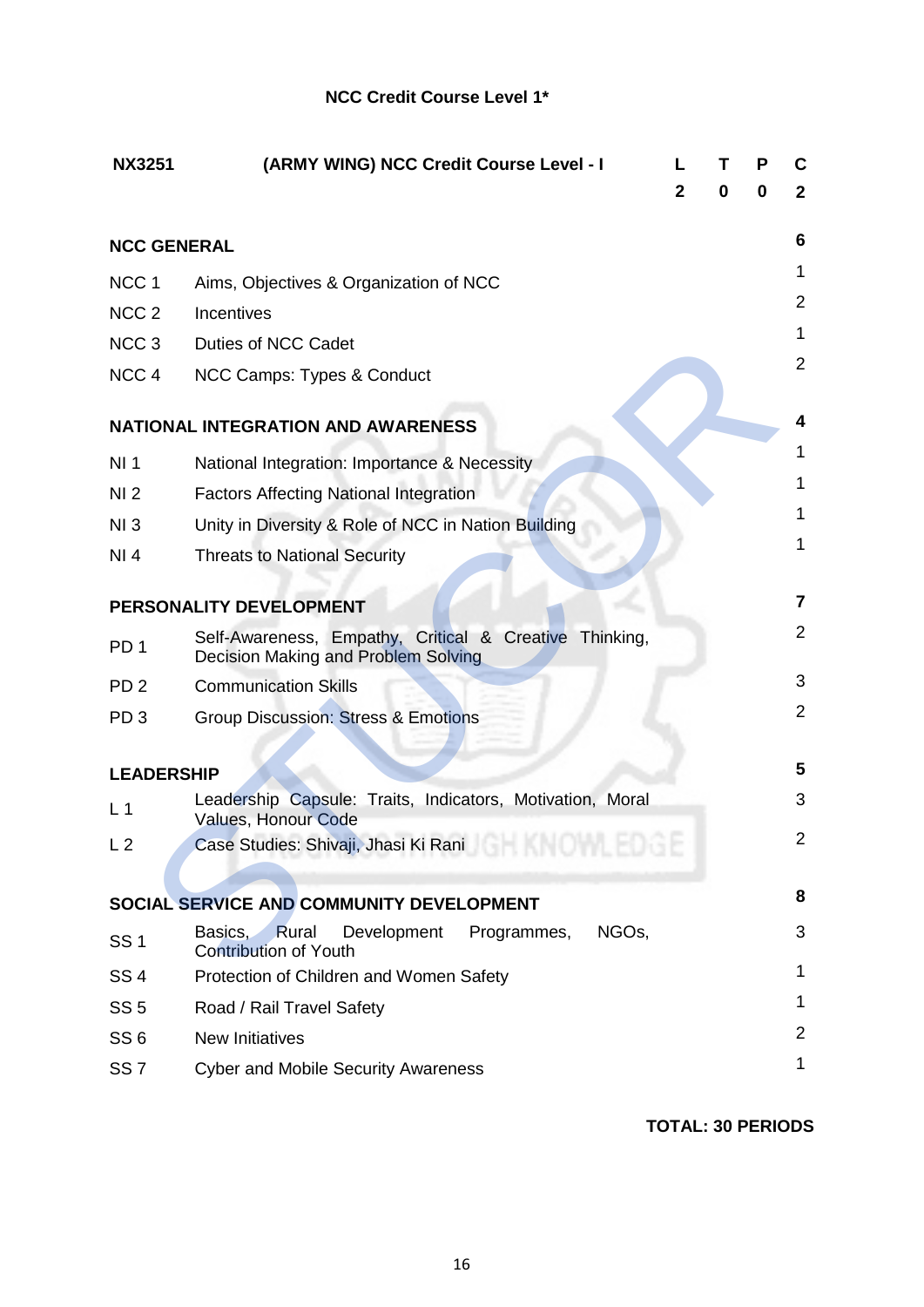## NCC Credit Course Level 1*

| NX3251 | (ARMY WING) NCC Credit Course Level - I | L | T | P | C |
|---|---|---|---|---|---|
| | | 2 | 0 | 0 | 2 |

| | | |
|---|---|---|
| **NCC GENERAL** | | **6** |
| NCC 1 | Aims, Objectives & Organization of NCC | 1 |
| NCC 2 | Incentives | 2 |
| NCC 3 | Duties of NCC Cadet | 1 |
| NCC 4 | NCC Camps: Types & Conduct | 2 |
| **NATIONAL INTEGRATION AND AWARENESS** | | **4** |
| NI 1 | National Integration: Importance & Necessity | 1 |
| NI 2 | Factors Affecting National Integration | 1 |
| NI 3 | Unity in Diversity & Role of NCC in Nation Building | 1 |
| NI 4 | Threats to National Security | 1 |
| **PERSONALITY DEVELOPMENT** | | **7** |
| PD 1 | Self-Awareness, Empathy, Critical & Creative Thinking, Decision Making and Problem Solving | 2 |
| PD 2 | Communication Skills | 3 |
| PD 3 | Group Discussion: Stress & Emotions | 2 |
| **LEADERSHIP** | | **5** |
| L 1 | Leadership Capsule: Traits, Indicators, Motivation, Moral Values, Honour Code | 3 |
| L 2 | Case Studies: Shivaji, Jhasi Ki Rani | 2 |
| **SOCIAL SERVICE AND COMMUNITY DEVELOPMENT** | | **8** |
| SS 1 | Basics, Rural Development Programmes, NGOs, Contribution of Youth | 3 |
| SS 4 | Protection of Children and Women Safety | 1 |
| SS 5 | Road / Rail Travel Safety | 1 |
| SS 6 | New Initiatives | 2 |
| SS 7 | Cyber and Mobile Security Awareness | 1 |

**TOTAL: 30 PERIODS**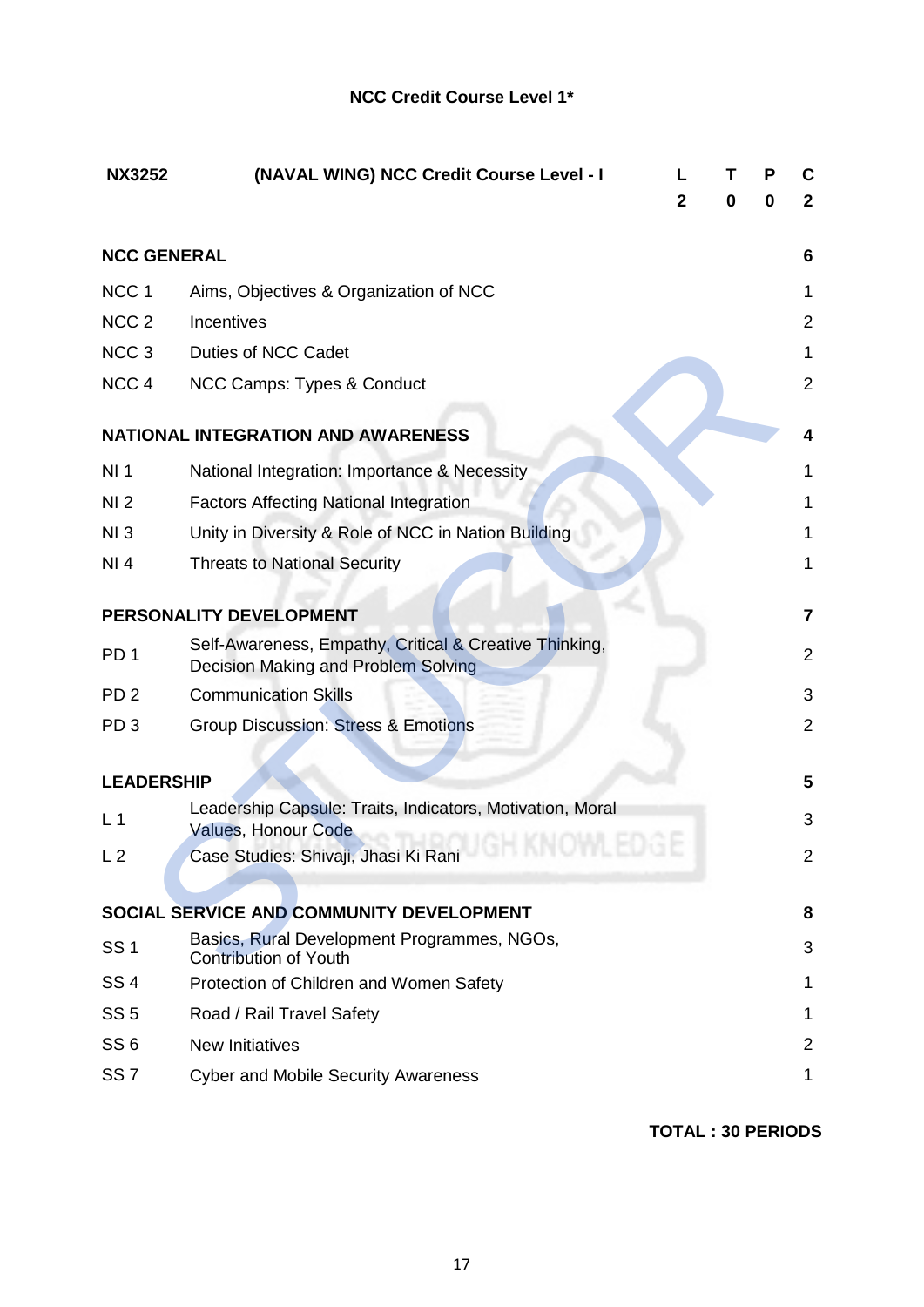## NCC Credit Course Level 1*

| NX3252 | (NAVAL WING) NCC Credit Course Level - I | L | T | P | C |
|---|---|---|---|---|---|
| | | 2 | 0 | 0 | 2 |

| | | |
|---|---|---|
| **NCC GENERAL** | | **6** |
| NCC 1 | Aims, Objectives & Organization of NCC | 1 |
| NCC 2 | Incentives | 2 |
| NCC 3 | Duties of NCC Cadet | 1 |
| NCC 4 | NCC Camps: Types & Conduct | 2 |
| **NATIONAL INTEGRATION AND AWARENESS** | | **4** |
| NI 1 | National Integration: Importance & Necessity | 1 |
| NI 2 | Factors Affecting National Integration | 1 |
| NI 3 | Unity in Diversity & Role of NCC in Nation Building | 1 |
| NI 4 | Threats to National Security | 1 |
| **PERSONALITY DEVELOPMENT** | | **7** |
| PD 1 | Self-Awareness, Empathy, Critical & Creative Thinking, Decision Making and Problem Solving | 2 |
| PD 2 | Communication Skills | 3 |
| PD 3 | Group Discussion: Stress & Emotions | 2 |
| **LEADERSHIP** | | **5** |
| L 1 | Leadership Capsule: Traits, Indicators, Motivation, Moral Values, Honour Code | 3 |
| L 2 | Case Studies: Shivaji, Jhasi Ki Rani | 2 |
| **SOCIAL SERVICE AND COMMUNITY DEVELOPMENT** | | **8** |
| SS 1 | Basics, Rural Development Programmes, NGOs, Contribution of Youth | 3 |
| SS 4 | Protection of Children and Women Safety | 1 |
| SS 5 | Road / Rail Travel Safety | 1 |
| SS 6 | New Initiatives | 2 |
| SS 7 | Cyber and Mobile Security Awareness | 1 |

**TOTAL : 30 PERIODS**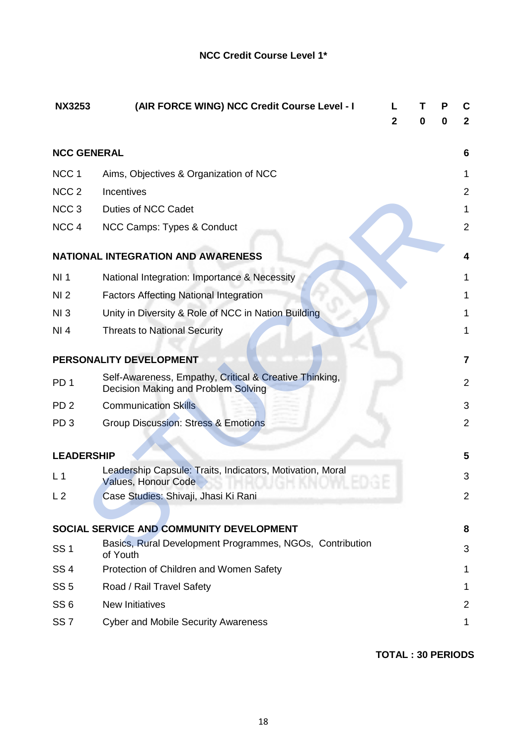### NCC Credit Course Level 1*

| NX3253 | (AIR FORCE WING) NCC Credit Course Level - I | L | T | P | C |
|---|---|---|---|---|---|
| | | 2 | 0 | 0 | 2 |

| | | |
|---|---|---|
| **NCC GENERAL** | | **6** |
| NCC 1 | Aims, Objectives & Organization of NCC | 1 |
| NCC 2 | Incentives | 2 |
| NCC 3 | Duties of NCC Cadet | 1 |
| NCC 4 | NCC Camps: Types & Conduct | 2 |
| **NATIONAL INTEGRATION AND AWARENESS** | | **4** |
| NI 1 | National Integration: Importance & Necessity | 1 |
| NI 2 | Factors Affecting National Integration | 1 |
| NI 3 | Unity in Diversity & Role of NCC in Nation Building | 1 |
| NI 4 | Threats to National Security | 1 |
| **PERSONALITY DEVELOPMENT** | | **7** |
| PD 1 | Self-Awareness, Empathy, Critical & Creative Thinking, Decision Making and Problem Solving | 2 |
| PD 2 | Communication Skills | 3 |
| PD 3 | Group Discussion: Stress & Emotions | 2 |
| **LEADERSHIP** | | **5** |
| L 1 | Leadership Capsule: Traits, Indicators, Motivation, Moral Values, Honour Code | 3 |
| L 2 | Case Studies: Shivaji, Jhasi Ki Rani | 2 |
| **SOCIAL SERVICE AND COMMUNITY DEVELOPMENT** | | **8** |
| SS 1 | Basics, Rural Development Programmes, NGOs, Contribution of Youth | 3 |
| SS 4 | Protection of Children and Women Safety | 1 |
| SS 5 | Road / Rail Travel Safety | 1 |
| SS 6 | New Initiatives | 2 |
| SS 7 | Cyber and Mobile Security Awareness | 1 |

**TOTAL : 30 PERIODS**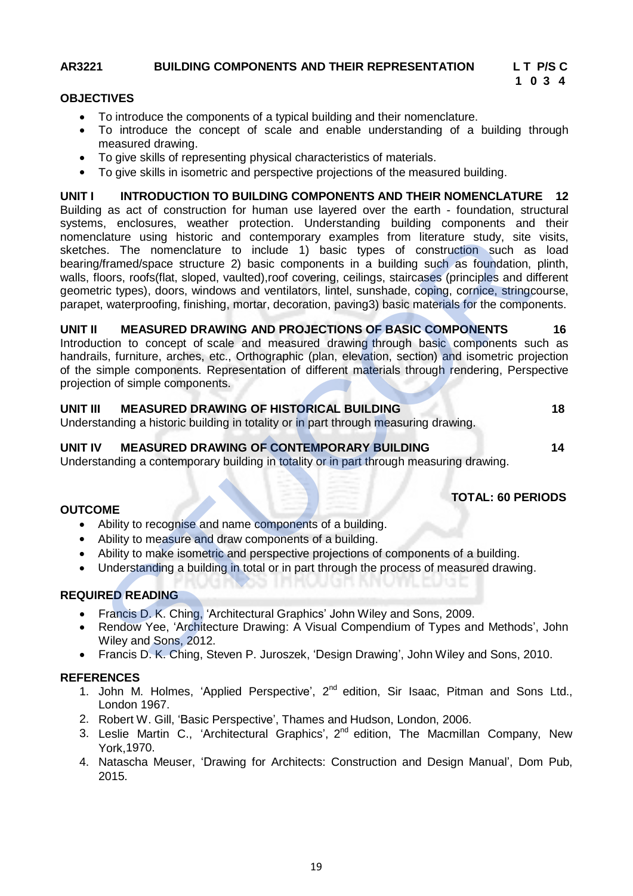## AR3221 BUILDING COMPONENTS AND THEIR REPRESENTATION

| L | T | P/S | C |
|---|---|---|---|
| 1 | 0 | 3 | 4 |

### OBJECTIVES

- To introduce the components of a typical building and their nomenclature.
- To introduce the concept of scale and enable understanding of a building through measured drawing.
- To give skills of representing physical characteristics of materials.
- To give skills in isometric and perspective projections of the measured building.

### UNIT I INTRODUCTION TO BUILDING COMPONENTS AND THEIR NOMENCLATURE 12

Building as act of construction for human use layered over the earth - foundation, structural systems, enclosures, weather protection. Understanding building components and their nomenclature using historic and contemporary examples from literature study, site visits, sketches. The nomenclature to include 1) basic types of construction such as load bearing/framed/space structure 2) basic components in a building such as foundation, plinth, walls, floors, roofs(flat, sloped, vaulted),roof covering, ceilings, staircases (principles and different geometric types), doors, windows and ventilators, lintel, sunshade, coping, cornice, stringcourse, parapet, waterproofing, finishing, mortar, decoration, paving3) basic materials for the components.

### UNIT II MEASURED DRAWING AND PROJECTIONS OF BASIC COMPONENTS 16

Introduction to concept of scale and measured drawing through basic components such as handrails, furniture, arches, etc., Orthographic (plan, elevation, section) and isometric projection of the simple components. Representation of different materials through rendering, Perspective projection of simple components.

### UNIT III MEASURED DRAWING OF HISTORICAL BUILDING 18

Understanding a historic building in totality or in part through measuring drawing.

### UNIT IV MEASURED DRAWING OF CONTEMPORARY BUILDING 14

Understanding a contemporary building in totality or in part through measuring drawing.

**TOTAL: 60 PERIODS**

### OUTCOME

- Ability to recognise and name components of a building.
- Ability to measure and draw components of a building.
- Ability to make isometric and perspective projections of components of a building.
- Understanding a building in total or in part through the process of measured drawing.

### REQUIRED READING

- Francis D. K. Ching, 'Architectural Graphics' John Wiley and Sons, 2009.
- Rendow Yee, 'Architecture Drawing: A Visual Compendium of Types and Methods', John Wiley and Sons, 2012.
- Francis D. K. Ching, Steven P. Juroszek, 'Design Drawing', John Wiley and Sons, 2010.

### REFERENCES

1. John M. Holmes, 'Applied Perspective', 2nd edition, Sir Isaac, Pitman and Sons Ltd., London 1967.
2. Robert W. Gill, 'Basic Perspective', Thames and Hudson, London, 2006.
3. Leslie Martin C., 'Architectural Graphics', 2nd edition, The Macmillan Company, New York,1970.
4. Natascha Meuser, 'Drawing for Architects: Construction and Design Manual', Dom Pub, 2015.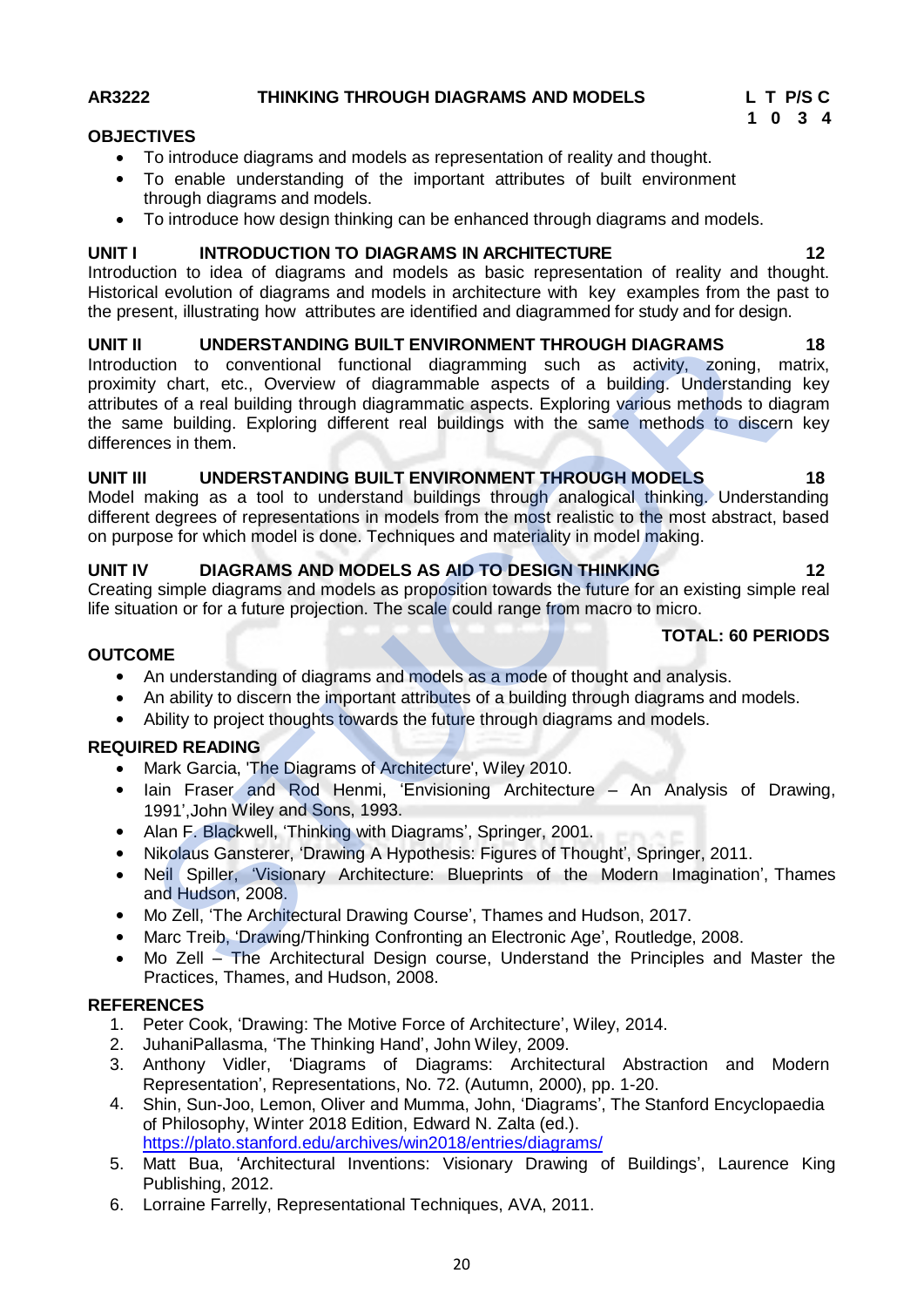**AR3222 THINKING THROUGH DIAGRAMS AND MODELS**

| L | T | P/S | C |
|---|---|---|---|
| 1 | 0 | 3 | 4 |

**OBJECTIVES**

- To introduce diagrams and models as representation of reality and thought.
- To enable understanding of the important attributes of built environment through diagrams and models.
- To introduce how design thinking can be enhanced through diagrams and models.

**UNIT I INTRODUCTION TO DIAGRAMS IN ARCHITECTURE 12**

Introduction to idea of diagrams and models as basic representation of reality and thought. Historical evolution of diagrams and models in architecture with key examples from the past to the present, illustrating how attributes are identified and diagrammed for study and for design.

**UNIT II UNDERSTANDING BUILT ENVIRONMENT THROUGH DIAGRAMS 18**

Introduction to conventional functional diagramming such as activity, zoning, matrix, proximity chart, etc., Overview of diagrammable aspects of a building. Understanding key attributes of a real building through diagrammatic aspects. Exploring various methods to diagram the same building. Exploring different real buildings with the same methods to discern key differences in them.

**UNIT III UNDERSTANDING BUILT ENVIRONMENT THROUGH MODELS 18**

Model making as a tool to understand buildings through analogical thinking. Understanding different degrees of representations in models from the most realistic to the most abstract, based on purpose for which model is done. Techniques and materiality in model making.

**UNIT IV DIAGRAMS AND MODELS AS AID TO DESIGN THINKING 12**

Creating simple diagrams and models as proposition towards the future for an existing simple real life situation or for a future projection. The scale could range from macro to micro.

**TOTAL: 60 PERIODS**

**OUTCOME**

- An understanding of diagrams and models as a mode of thought and analysis.
- An ability to discern the important attributes of a building through diagrams and models.
- Ability to project thoughts towards the future through diagrams and models.

**REQUIRED READING**

- Mark Garcia, 'The Diagrams of Architecture', Wiley 2010.
- Iain Fraser and Rod Henmi, 'Envisioning Architecture – An Analysis of Drawing, 1991',John Wiley and Sons, 1993.
- Alan F. Blackwell, 'Thinking with Diagrams', Springer, 2001.
- Nikolaus Gansterer, 'Drawing A Hypothesis: Figures of Thought', Springer, 2011.
- Neil Spiller, 'Visionary Architecture: Blueprints of the Modern Imagination', Thames and Hudson, 2008.
- Mo Zell, 'The Architectural Drawing Course', Thames and Hudson, 2017.
- Marc Treib, 'Drawing/Thinking Confronting an Electronic Age', Routledge, 2008.
- Mo Zell – The Architectural Design course, Understand the Principles and Master the Practices, Thames, and Hudson, 2008.

**REFERENCES**

1. Peter Cook, 'Drawing: The Motive Force of Architecture', Wiley, 2014.
2. JuhaniPallasma, 'The Thinking Hand', John Wiley, 2009.
3. Anthony Vidler, 'Diagrams of Diagrams: Architectural Abstraction and Modern Representation', Representations, No. 72. (Autumn, 2000), pp. 1-20.
4. Shin, Sun-Joo, Lemon, Oliver and Mumma, John, 'Diagrams', The Stanford Encyclopaedia of Philosophy, Winter 2018 Edition, Edward N. Zalta (ed.). https://plato.stanford.edu/archives/win2018/entries/diagrams/
5. Matt Bua, 'Architectural Inventions: Visionary Drawing of Buildings', Laurence King Publishing, 2012.
6. Lorraine Farrelly, Representational Techniques, AVA, 2011.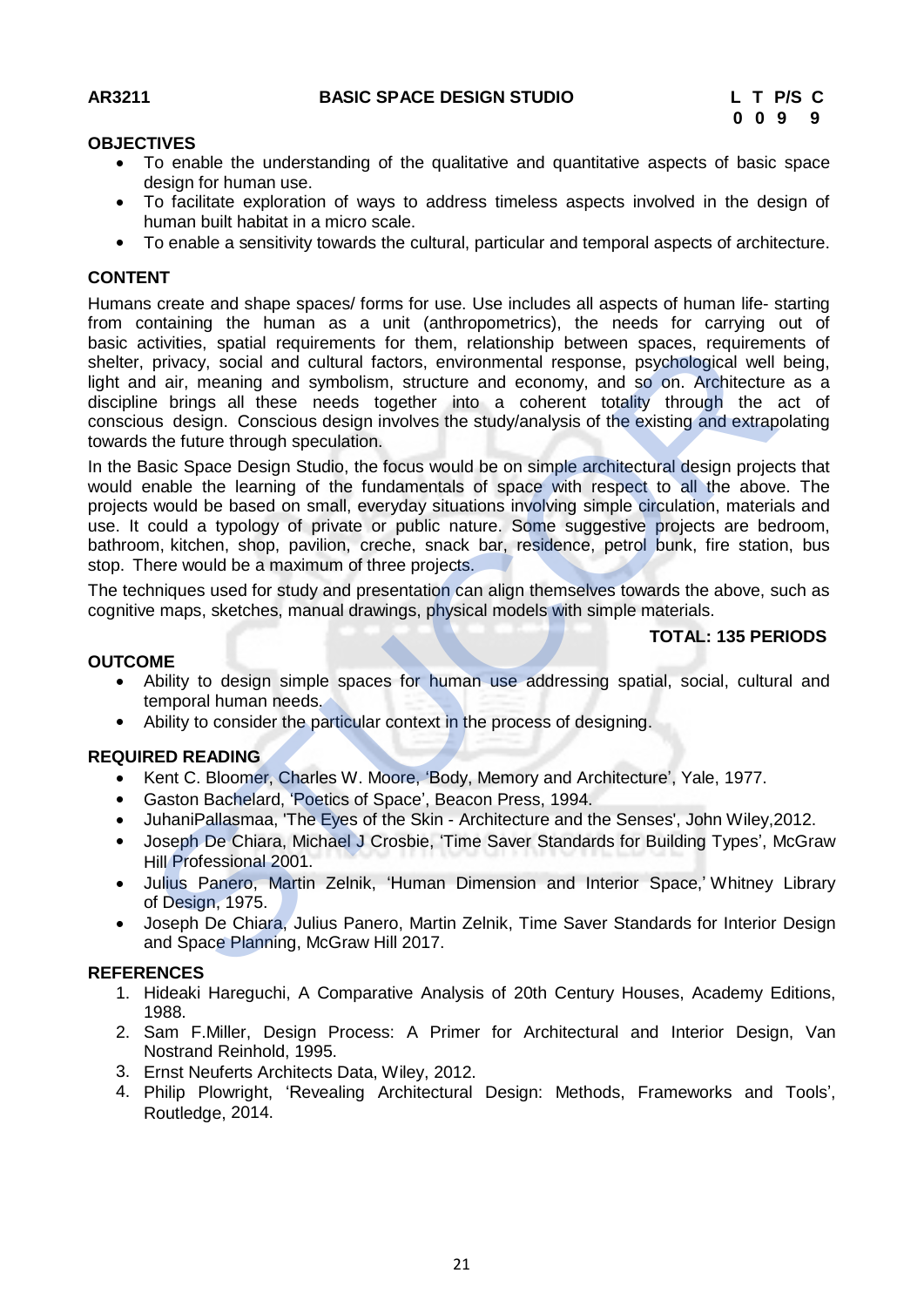**AR3211 BASIC SPACE DESIGN STUDIO**

| L | T | P/S | C |
|---|---|---|---|
| 0 | 0 | 9 | 9 |

**OBJECTIVES**

- To enable the understanding of the qualitative and quantitative aspects of basic space design for human use.
- To facilitate exploration of ways to address timeless aspects involved in the design of human built habitat in a micro scale.
- To enable a sensitivity towards the cultural, particular and temporal aspects of architecture.

**CONTENT**

Humans create and shape spaces/ forms for use. Use includes all aspects of human life- starting from containing the human as a unit (anthropometrics), the needs for carrying out of basic activities, spatial requirements for them, relationship between spaces, requirements of shelter, privacy, social and cultural factors, environmental response, psychological well being, light and air, meaning and symbolism, structure and economy, and so on. Architecture as a discipline brings all these needs together into a coherent totality through the act of conscious design. Conscious design involves the study/analysis of the existing and extrapolating towards the future through speculation.

In the Basic Space Design Studio, the focus would be on simple architectural design projects that would enable the learning of the fundamentals of space with respect to all the above. The projects would be based on small, everyday situations involving simple circulation, materials and use. It could a typology of private or public nature. Some suggestive projects are bedroom, bathroom, kitchen, shop, pavilion, creche, snack bar, residence, petrol bunk, fire station, bus stop. There would be a maximum of three projects.

The techniques used for study and presentation can align themselves towards the above, such as cognitive maps, sketches, manual drawings, physical models with simple materials.

**TOTAL: 135 PERIODS**

**OUTCOME**

- Ability to design simple spaces for human use addressing spatial, social, cultural and temporal human needs.
- Ability to consider the particular context in the process of designing.

**REQUIRED READING**

- Kent C. Bloomer, Charles W. Moore, 'Body, Memory and Architecture', Yale, 1977.
- Gaston Bachelard, 'Poetics of Space', Beacon Press, 1994.
- JuhaniPallasmaa, 'The Eyes of the Skin - Architecture and the Senses', John Wiley,2012.
- Joseph De Chiara, Michael J Crosbie, 'Time Saver Standards for Building Types', McGraw Hill Professional 2001.
- Julius Panero, Martin Zelnik, 'Human Dimension and Interior Space,' Whitney Library of Design, 1975.
- Joseph De Chiara, Julius Panero, Martin Zelnik, Time Saver Standards for Interior Design and Space Planning, McGraw Hill 2017.

**REFERENCES**

1. Hideaki Hareguchi, A Comparative Analysis of 20th Century Houses, Academy Editions, 1988.
2. Sam F.Miller, Design Process: A Primer for Architectural and Interior Design, Van Nostrand Reinhold, 1995.
3. Ernst Neuferts Architects Data, Wiley, 2012.
4. Philip Plowright, 'Revealing Architectural Design: Methods, Frameworks and Tools', Routledge, 2014.